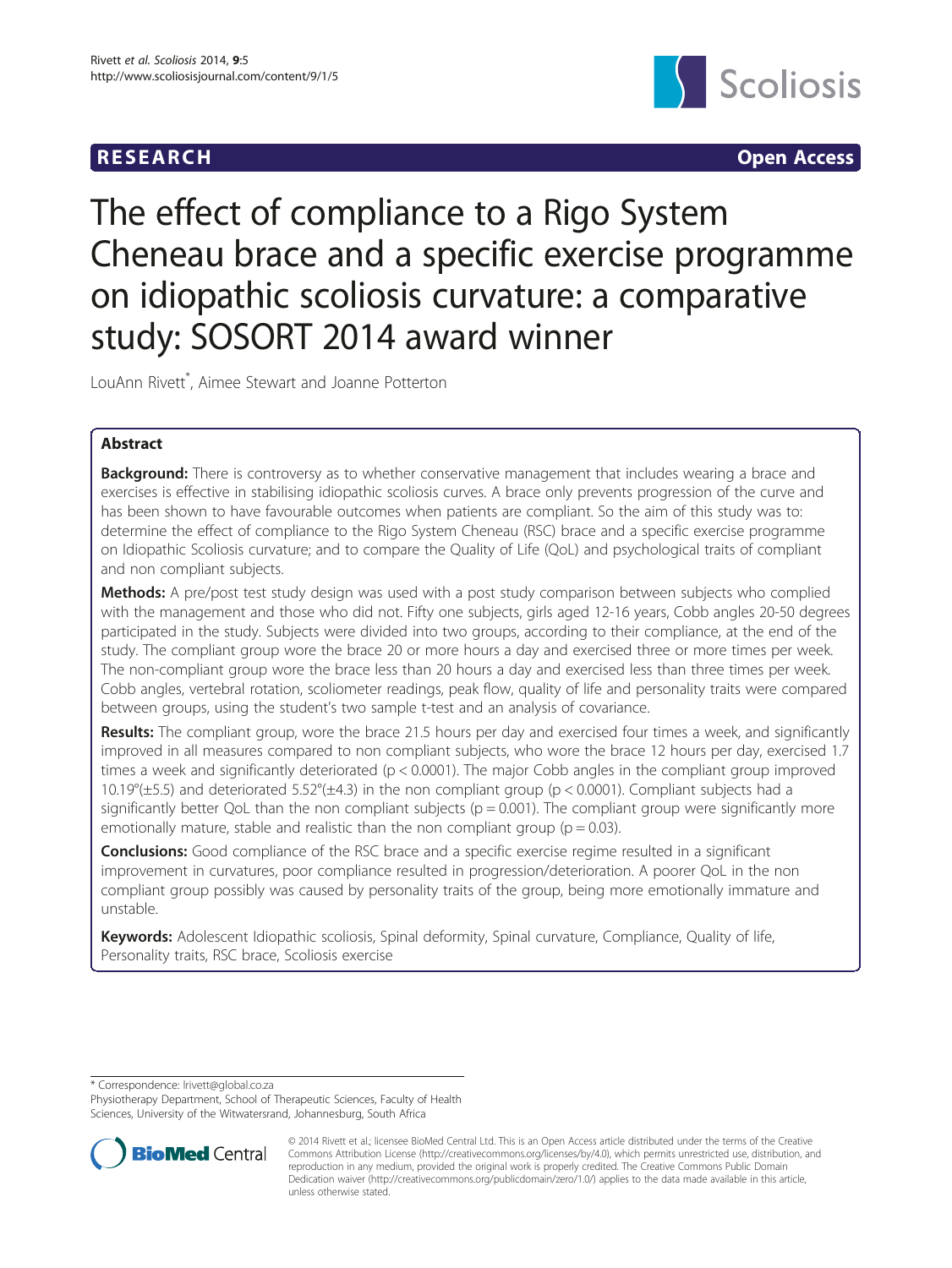**RESEARCH** **Open Access**

# The effect of compliance to a Rigo System Cheneau brace and a specific exercise programme on idiopathic scoliosis curvature: a comparative study: SOSORT 2014 award winner

LouAnn Rivett*, Aimee Stewart and Joanne Potterton

## Abstract

**Background:** There is controversy as to whether conservative management that includes wearing a brace and exercises is effective in stabilising idiopathic scoliosis curves. A brace only prevents progression of the curve and has been shown to have favourable outcomes when patients are compliant. So the aim of this study was to: determine the effect of compliance to the Rigo System Cheneau (RSC) brace and a specific exercise programme on Idiopathic Scoliosis curvature; and to compare the Quality of Life (QoL) and psychological traits of compliant and non compliant subjects.

**Methods:** A pre/post test study design was used with a post study comparison between subjects who complied with the management and those who did not. Fifty one subjects, girls aged 12-16 years, Cobb angles 20-50 degrees participated in the study. Subjects were divided into two groups, according to their compliance, at the end of the study. The compliant group wore the brace 20 or more hours a day and exercised three or more times per week. The non-compliant group wore the brace less than 20 hours a day and exercised less than three times per week. Cobb angles, vertebral rotation, scoliometer readings, peak flow, quality of life and personality traits were compared between groups, using the student's two sample t-test and an analysis of covariance.

**Results:** The compliant group, wore the brace 21.5 hours per day and exercised four times a week, and significantly improved in all measures compared to non compliant subjects, who wore the brace 12 hours per day, exercised 1.7 times a week and significantly deteriorated ($p < 0.0001$). The major Cobb angles in the compliant group improved 10.19°(±5.5) and deteriorated 5.52°(±4.3) in the non compliant group ($p < 0.0001$). Compliant subjects had a significantly better QoL than the non compliant subjects ($p = 0.001$). The compliant group were significantly more emotionally mature, stable and realistic than the non compliant group ($p = 0.03$).

**Conclusions:** Good compliance of the RSC brace and a specific exercise regime resulted in a significant improvement in curvatures, poor compliance resulted in progression/deterioration. A poorer QoL in the non compliant group possibly was caused by personality traits of the group, being more emotionally immature and unstable.

**Keywords:** Adolescent Idiopathic scoliosis, Spinal deformity, Spinal curvature, Compliance, Quality of life, Personality traits, RSC brace, Scoliosis exercise

\* Correspondence: lrivett@global.co.za
Physiotherapy Department, School of Therapeutic Sciences, Faculty of Health Sciences, University of the Witwatersrand, Johannesburg, South Africa

© 2014 Rivett et al.; licensee BioMed Central Ltd. This is an Open Access article distributed under the terms of the Creative Commons Attribution License (http://creativecommons.org/licenses/by/4.0), which permits unrestricted use, distribution, and reproduction in any medium, provided the original work is properly credited. The Creative Commons Public Domain Dedication waiver (http://creativecommons.org/publicdomain/zero/1.0/) applies to the data made available in this article, unless otherwise stated.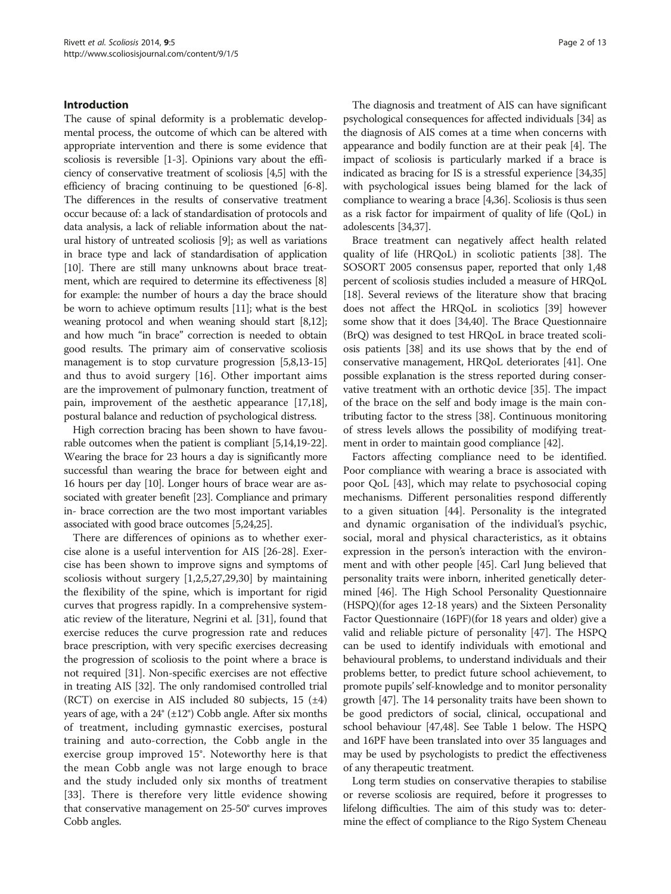## Introduction

The cause of spinal deformity is a problematic developmental process, the outcome of which can be altered with appropriate intervention and there is some evidence that scoliosis is reversible [1-3]. Opinions vary about the efficiency of conservative treatment of scoliosis [4,5] with the efficiency of bracing continuing to be questioned [6-8]. The differences in the results of conservative treatment occur because of: a lack of standardisation of protocols and data analysis, a lack of reliable information about the natural history of untreated scoliosis [9]; as well as variations in brace type and lack of standardisation of application [10]. There are still many unknowns about brace treatment, which are required to determine its effectiveness [8] for example: the number of hours a day the brace should be worn to achieve optimum results [11]; what is the best weaning protocol and when weaning should start [8,12]; and how much "in brace" correction is needed to obtain good results. The primary aim of conservative scoliosis management is to stop curvature progression [5,8,13-15] and thus to avoid surgery [16]. Other important aims are the improvement of pulmonary function, treatment of pain, improvement of the aesthetic appearance [17,18], postural balance and reduction of psychological distress.

High correction bracing has been shown to have favourable outcomes when the patient is compliant [5,14,19-22]. Wearing the brace for 23 hours a day is significantly more successful than wearing the brace for between eight and 16 hours per day [10]. Longer hours of brace wear are associated with greater benefit [23]. Compliance and primary in- brace correction are the two most important variables associated with good brace outcomes [5,24,25].

There are differences of opinions as to whether exercise alone is a useful intervention for AIS [26-28]. Exercise has been shown to improve signs and symptoms of scoliosis without surgery [1,2,5,27,29,30] by maintaining the flexibility of the spine, which is important for rigid curves that progress rapidly. In a comprehensive systematic review of the literature, Negrini et al. [31], found that exercise reduces the curve progression rate and reduces brace prescription, with very specific exercises decreasing the progression of scoliosis to the point where a brace is not required [31]. Non-specific exercises are not effective in treating AIS [32]. The only randomised controlled trial (RCT) on exercise in AIS included 80 subjects, 15 (±4) years of age, with a 24° (±12°) Cobb angle. After six months of treatment, including gymnastic exercises, postural training and auto-correction, the Cobb angle in the exercise group improved 15°. Noteworthy here is that the mean Cobb angle was not large enough to brace and the study included only six months of treatment [33]. There is therefore very little evidence showing that conservative management on 25-50° curves improves Cobb angles.

The diagnosis and treatment of AIS can have significant psychological consequences for affected individuals [34] as the diagnosis of AIS comes at a time when concerns with appearance and bodily function are at their peak [4]. The impact of scoliosis is particularly marked if a brace is indicated as bracing for IS is a stressful experience [34,35] with psychological issues being blamed for the lack of compliance to wearing a brace [4,36]. Scoliosis is thus seen as a risk factor for impairment of quality of life (QoL) in adolescents [34,37].

Brace treatment can negatively affect health related quality of life (HRQoL) in scoliotic patients [38]. The SOSORT 2005 consensus paper, reported that only 1,48 percent of scoliosis studies included a measure of HRQoL [18]. Several reviews of the literature show that bracing does not affect the HRQoL in scoliotics [39] however some show that it does [34,40]. The Brace Questionnaire (BrQ) was designed to test HRQoL in brace treated scoliosis patients [38] and its use shows that by the end of conservative management, HRQoL deteriorates [41]. One possible explanation is the stress reported during conservative treatment with an orthotic device [35]. The impact of the brace on the self and body image is the main contributing factor to the stress [38]. Continuous monitoring of stress levels allows the possibility of modifying treatment in order to maintain good compliance [42].

Factors affecting compliance need to be identified. Poor compliance with wearing a brace is associated with poor QoL [43], which may relate to psychosocial coping mechanisms. Different personalities respond differently to a given situation [44]. Personality is the integrated and dynamic organisation of the individual's psychic, social, moral and physical characteristics, as it obtains expression in the person's interaction with the environment and with other people [45]. Carl Jung believed that personality traits were inborn, inherited genetically determined [46]. The High School Personality Questionnaire (HSPQ)(for ages 12-18 years) and the Sixteen Personality Factor Questionnaire (16PF)(for 18 years and older) give a valid and reliable picture of personality [47]. The HSPQ can be used to identify individuals with emotional and behavioural problems, to understand individuals and their problems better, to predict future school achievement, to promote pupils' self-knowledge and to monitor personality growth [47]. The 14 personality traits have been shown to be good predictors of social, clinical, occupational and school behaviour [47,48]. See Table 1 below. The HSPQ and 16PF have been translated into over 35 languages and may be used by psychologists to predict the effectiveness of any therapeutic treatment.

Long term studies on conservative therapies to stabilise or reverse scoliosis are required, before it progresses to lifelong difficulties. The aim of this study was to: determine the effect of compliance to the Rigo System Cheneau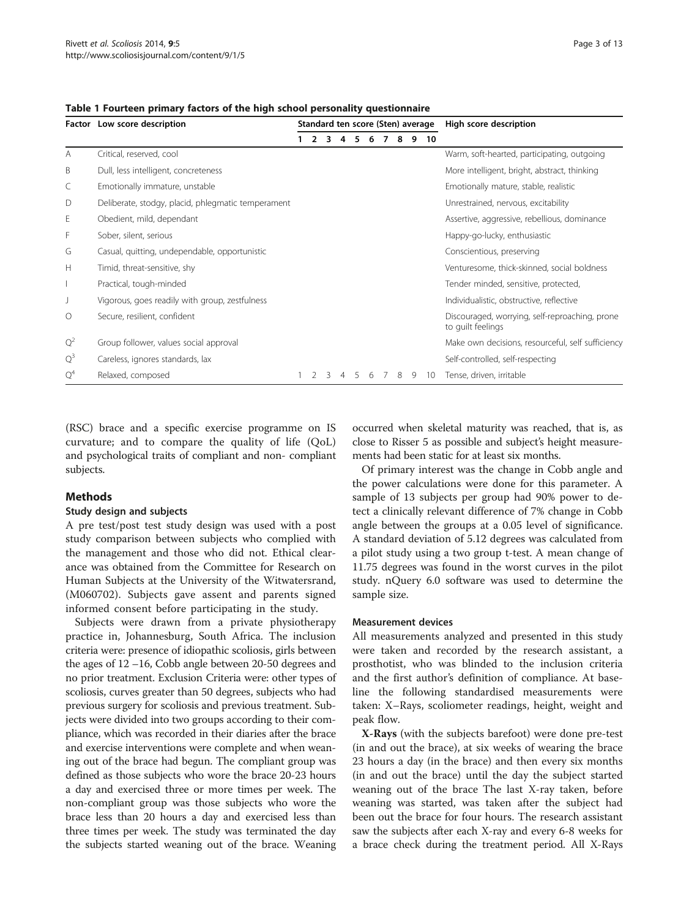**Table 1 Fourteen primary factors of the high school personality questionnaire**

| Factor | Low score description | Standard ten score (Sten) average | | | | | | | | | | High score description |
|---|---|---|---|---|---|---|---|---|---|---|---|---|
| | | 1 | 2 | 3 | 4 | 5 | 6 | 7 | 8 | 9 | 10 | |
| A | Critical, reserved, cool | | | | | | | | | | | Warm, soft-hearted, participating, outgoing |
| B | Dull, less intelligent, concreteness | | | | | | | | | | | More intelligent, bright, abstract, thinking |
| C | Emotionally immature, unstable | | | | | | | | | | | Emotionally mature, stable, realistic |
| D | Deliberate, stodgy, placid, phlegmatic temperament | | | | | | | | | | | Unrestrained, nervous, excitability |
| E | Obedient, mild, dependant | | | | | | | | | | | Assertive, aggressive, rebellious, dominance |
| F | Sober, silent, serious | | | | | | | | | | | Happy-go-lucky, enthusiastic |
| G | Casual, quitting, undependable, opportunistic | | | | | | | | | | | Conscientious, preserving |
| H | Timid, threat-sensitive, shy | | | | | | | | | | | Venturesome, thick-skinned, social boldness |
| I | Practical, tough-minded | | | | | | | | | | | Tender minded, sensitive, protected, |
| J | Vigorous, goes readily with group, zestfulness | | | | | | | | | | | Individualistic, obstructive, reflective |
| O | Secure, resilient, confident | | | | | | | | | | | Discouraged, worrying, self-reproaching, prone to guilt feelings |
| $Q^2$ | Group follower, values social approval | | | | | | | | | | | Make own decisions, resourceful, self sufficiency |
| $Q^3$ | Careless, ignores standards, lax | | | | | | | | | | | Self-controlled, self-respecting |
| $Q^4$ | Relaxed, composed | 1 | 2 | 3 | 4 | 5 | 6 | 7 | 8 | 9 | 10 | Tense, driven, irritable |

(RSC) brace and a specific exercise programme on IS curvature; and to compare the quality of life (QoL) and psychological traits of compliant and non- compliant subjects.

## Methods

### Study design and subjects

A pre test/post test study design was used with a post study comparison between subjects who complied with the management and those who did not. Ethical clearance was obtained from the Committee for Research on Human Subjects at the University of the Witwatersrand, (M060702). Subjects gave assent and parents signed informed consent before participating in the study.

Subjects were drawn from a private physiotherapy practice in, Johannesburg, South Africa. The inclusion criteria were: presence of idiopathic scoliosis, girls between the ages of 12 –16, Cobb angle between 20-50 degrees and no prior treatment. Exclusion Criteria were: other types of scoliosis, curves greater than 50 degrees, subjects who had previous surgery for scoliosis and previous treatment. Subjects were divided into two groups according to their compliance, which was recorded in their diaries after the brace and exercise interventions were complete and when weaning out of the brace had begun. The compliant group was defined as those subjects who wore the brace 20-23 hours a day and exercised three or more times per week. The non-compliant group was those subjects who wore the brace less than 20 hours a day and exercised less than three times per week. The study was terminated the day the subjects started weaning out of the brace. Weaning occurred when skeletal maturity was reached, that is, as close to Risser 5 as possible and subject's height measurements had been static for at least six months.

Of primary interest was the change in Cobb angle and the power calculations were done for this parameter. A sample of 13 subjects per group had 90% power to detect a clinically relevant difference of 7% change in Cobb angle between the groups at a 0.05 level of significance. A standard deviation of 5.12 degrees was calculated from a pilot study using a two group t-test. A mean change of 11.75 degrees was found in the worst curves in the pilot study. nQuery 6.0 software was used to determine the sample size.

### Measurement devices

All measurements analyzed and presented in this study were taken and recorded by the research assistant, a prosthotist, who was blinded to the inclusion criteria and the first author's definition of compliance. At baseline the following standardised measurements were taken: X–Rays, scoliometer readings, height, weight and peak flow.

**X-Rays** (with the subjects barefoot) were done pre-test (in and out the brace), at six weeks of wearing the brace 23 hours a day (in the brace) and then every six months (in and out the brace) until the day the subject started weaning out of the brace The last X-ray taken, before weaning was started, was taken after the subject had been out the brace for four hours. The research assistant saw the subjects after each X-ray and every 6-8 weeks for a brace check during the treatment period. All X-Rays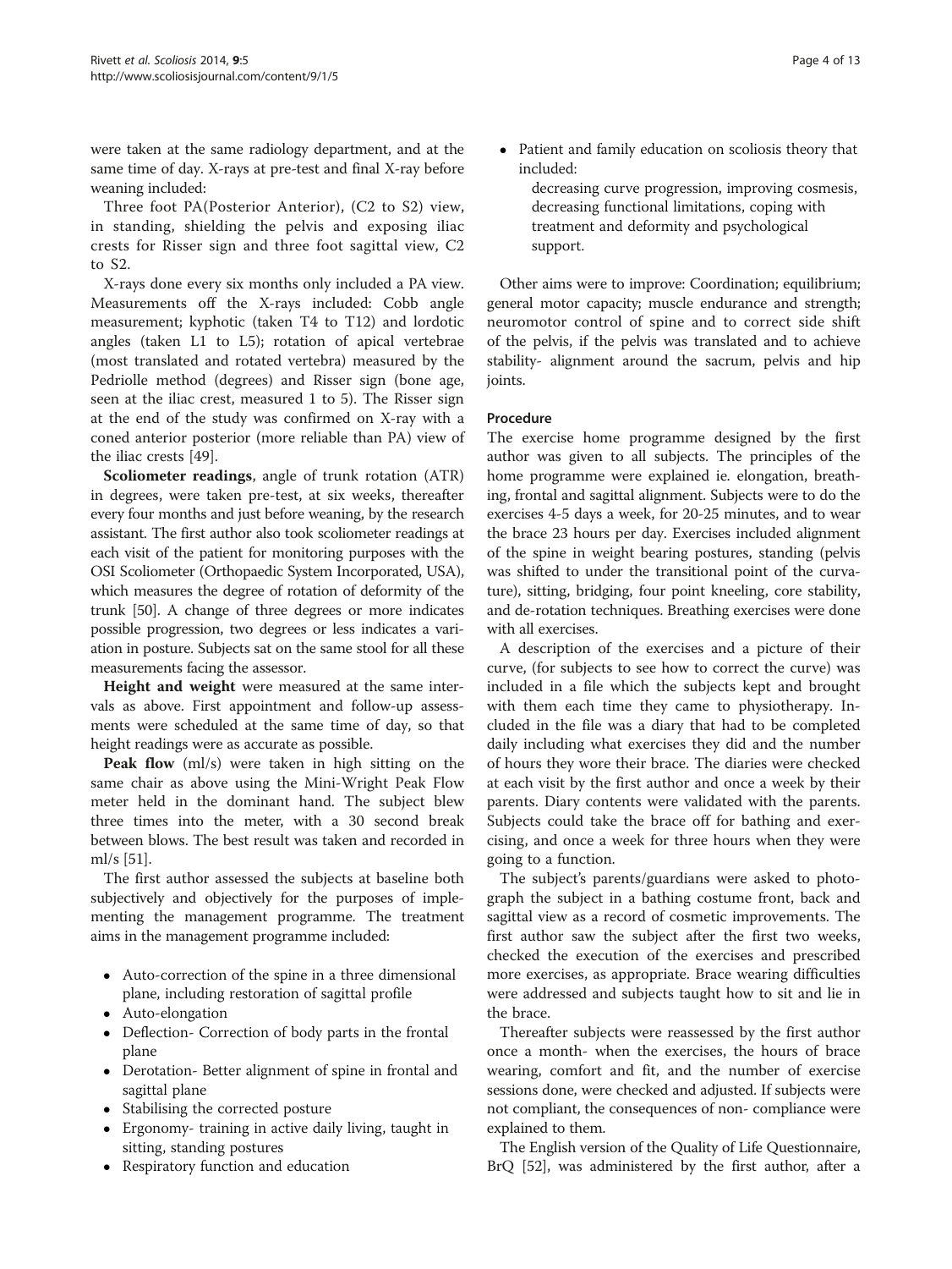were taken at the same radiology department, and at the same time of day. X-rays at pre-test and final X-ray before weaning included:

Three foot PA(Posterior Anterior), (C2 to S2) view, in standing, shielding the pelvis and exposing iliac crests for Risser sign and three foot sagittal view, C2 to S2.

X-rays done every six months only included a PA view. Measurements off the X-rays included: Cobb angle measurement; kyphotic (taken T4 to T12) and lordotic angles (taken L1 to L5); rotation of apical vertebrae (most translated and rotated vertebra) measured by the Pedriolle method (degrees) and Risser sign (bone age, seen at the iliac crest, measured 1 to 5). The Risser sign at the end of the study was confirmed on X-ray with a coned anterior posterior (more reliable than PA) view of the iliac crests [49].

**Scoliometer readings**, angle of trunk rotation (ATR) in degrees, were taken pre-test, at six weeks, thereafter every four months and just before weaning, by the research assistant. The first author also took scoliometer readings at each visit of the patient for monitoring purposes with the OSI Scoliometer (Orthopaedic System Incorporated, USA), which measures the degree of rotation of deformity of the trunk [50]. A change of three degrees or more indicates possible progression, two degrees or less indicates a variation in posture. Subjects sat on the same stool for all these measurements facing the assessor.

**Height and weight** were measured at the same intervals as above. First appointment and follow-up assessments were scheduled at the same time of day, so that height readings were as accurate as possible.

**Peak flow** (ml/s) were taken in high sitting on the same chair as above using the Mini-Wright Peak Flow meter held in the dominant hand. The subject blew three times into the meter, with a 30 second break between blows. The best result was taken and recorded in ml/s [51].

The first author assessed the subjects at baseline both subjectively and objectively for the purposes of implementing the management programme. The treatment aims in the management programme included:

- Auto-correction of the spine in a three dimensional plane, including restoration of sagittal profile
- Auto-elongation
- Deflection- Correction of body parts in the frontal plane
- Derotation- Better alignment of spine in frontal and sagittal plane
- Stabilising the corrected posture
- Ergonomy- training in active daily living, taught in sitting, standing postures
- Respiratory function and education
- Patient and family education on scoliosis theory that included:
  decreasing curve progression, improving cosmesis, decreasing functional limitations, coping with treatment and deformity and psychological support.

Other aims were to improve: Coordination; equilibrium; general motor capacity; muscle endurance and strength; neuromotor control of spine and to correct side shift of the pelvis, if the pelvis was translated and to achieve stability- alignment around the sacrum, pelvis and hip joints.

### Procedure

The exercise home programme designed by the first author was given to all subjects. The principles of the home programme were explained ie. elongation, breathing, frontal and sagittal alignment. Subjects were to do the exercises 4-5 days a week, for 20-25 minutes, and to wear the brace 23 hours per day. Exercises included alignment of the spine in weight bearing postures, standing (pelvis was shifted to under the transitional point of the curvature), sitting, bridging, four point kneeling, core stability, and de-rotation techniques. Breathing exercises were done with all exercises.

A description of the exercises and a picture of their curve, (for subjects to see how to correct the curve) was included in a file which the subjects kept and brought with them each time they came to physiotherapy. Included in the file was a diary that had to be completed daily including what exercises they did and the number of hours they wore their brace. The diaries were checked at each visit by the first author and once a week by their parents. Diary contents were validated with the parents. Subjects could take the brace off for bathing and exercising, and once a week for three hours when they were going to a function.

The subject's parents/guardians were asked to photograph the subject in a bathing costume front, back and sagittal view as a record of cosmetic improvements. The first author saw the subject after the first two weeks, checked the execution of the exercises and prescribed more exercises, as appropriate. Brace wearing difficulties were addressed and subjects taught how to sit and lie in the brace.

Thereafter subjects were reassessed by the first author once a month- when the exercises, the hours of brace wearing, comfort and fit, and the number of exercise sessions done, were checked and adjusted. If subjects were not compliant, the consequences of non- compliance were explained to them.

The English version of the Quality of Life Questionnaire, BrQ [52], was administered by the first author, after a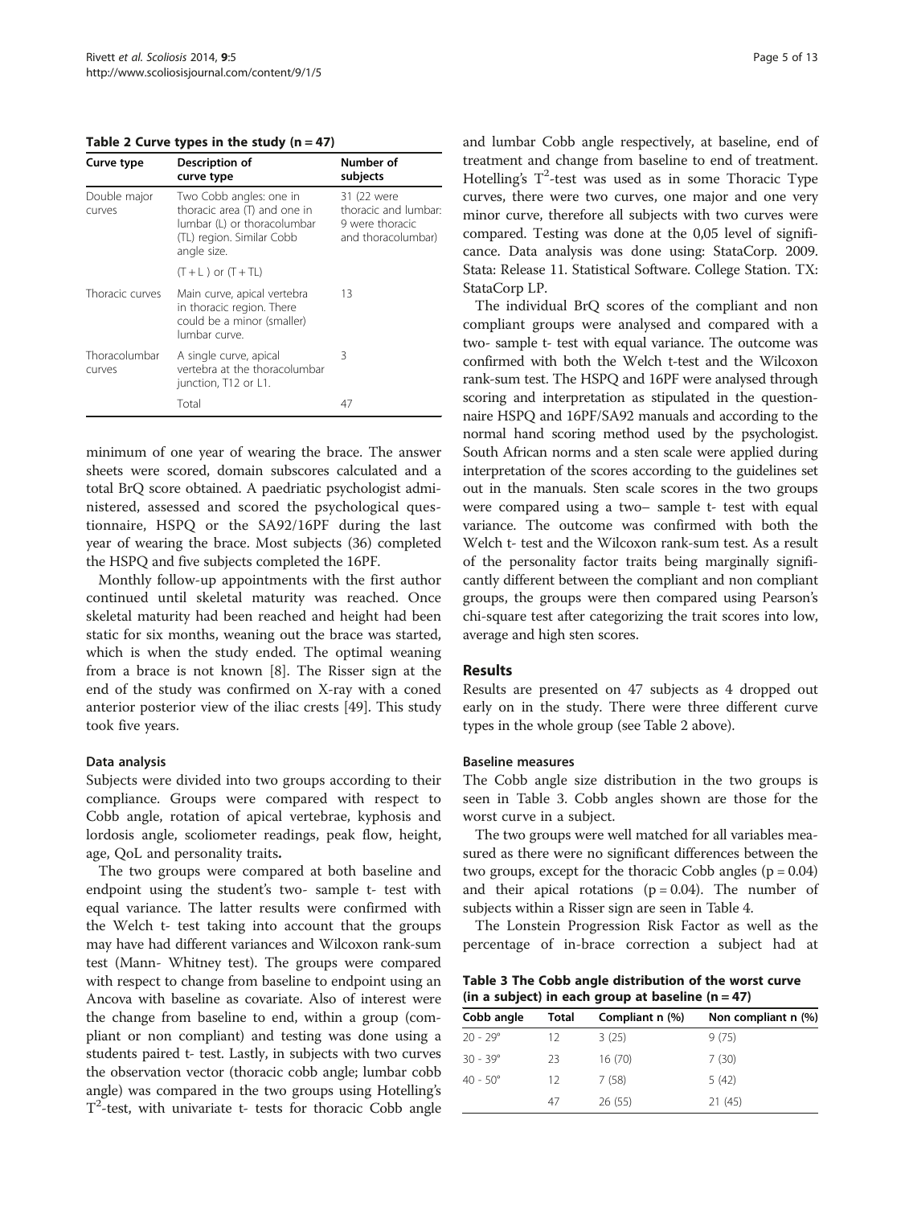**Table 2 Curve types in the study (n = 47)**

| Curve type | Description of curve type | Number of subjects |
| --- | --- | --- |
| Double major curves | Two Cobb angles: one in thoracic area (T) and one in lumbar (L) or thoracolumbar (TL) region. Similar Cobb angle size. (T + L ) or (T + TL) | 31 (22 were thoracic and lumbar: 9 were thoracic and thoracolumbar) |
| Thoracic curves | Main curve, apical vertebra in thoracic region. There could be a minor (smaller) lumbar curve. | 13 |
| Thoracolumbar curves | A single curve, apical vertebra at the thoracolumbar junction, T12 or L1. | 3 |
| | Total | 47 |

minimum of one year of wearing the brace. The answer sheets were scored, domain subscores calculated and a total BrQ score obtained. A paedriatic psychologist administered, assessed and scored the psychological questionnaire, HSPQ or the SA92/16PF during the last year of wearing the brace. Most subjects (36) completed the HSPQ and five subjects completed the 16PF.

Monthly follow-up appointments with the first author continued until skeletal maturity was reached. Once skeletal maturity had been reached and height had been static for six months, weaning out the brace was started, which is when the study ended. The optimal weaning from a brace is not known [8]. The Risser sign at the end of the study was confirmed on X-ray with a coned anterior posterior view of the iliac crests [49]. This study took five years.

### Data analysis

Subjects were divided into two groups according to their compliance. Groups were compared with respect to Cobb angle, rotation of apical vertebrae, kyphosis and lordosis angle, scoliometer readings, peak flow, height, age, QoL and personality traits**.**

The two groups were compared at both baseline and endpoint using the student's two- sample t- test with equal variance. The latter results were confirmed with the Welch t- test taking into account that the groups may have had different variances and Wilcoxon rank-sum test (Mann- Whitney test). The groups were compared with respect to change from baseline to endpoint using an Ancova with baseline as covariate. Also of interest were the change from baseline to end, within a group (compliant or non compliant) and testing was done using a students paired t- test. Lastly, in subjects with two curves the observation vector (thoracic cobb angle; lumbar cobb angle) was compared in the two groups using Hotelling's $T^2$-test, with univariate t- tests for thoracic Cobb angle and lumbar Cobb angle respectively, at baseline, end of treatment and change from baseline to end of treatment. Hotelling's $T^2$-test was used as in some Thoracic Type curves, there were two curves, one major and one very minor curve, therefore all subjects with two curves were compared. Testing was done at the 0,05 level of significance. Data analysis was done using: StataCorp. 2009. Stata: Release 11. Statistical Software. College Station. TX: StataCorp LP.

The individual BrQ scores of the compliant and non compliant groups were analysed and compared with a two- sample t- test with equal variance. The outcome was confirmed with both the Welch t-test and the Wilcoxon rank-sum test. The HSPQ and 16PF were analysed through scoring and interpretation as stipulated in the questionnaire HSPQ and 16PF/SA92 manuals and according to the normal hand scoring method used by the psychologist. South African norms and a sten scale were applied during interpretation of the scores according to the guidelines set out in the manuals. Sten scale scores in the two groups were compared using a two– sample t- test with equal variance. The outcome was confirmed with both the Welch t- test and the Wilcoxon rank-sum test. As a result of the personality factor traits being marginally significantly different between the compliant and non compliant groups, the groups were then compared using Pearson's chi-square test after categorizing the trait scores into low, average and high sten scores.

## Results

Results are presented on 47 subjects as 4 dropped out early on in the study. There were three different curve types in the whole group (see Table 2 above).

### Baseline measures

The Cobb angle size distribution in the two groups is seen in Table 3. Cobb angles shown are those for the worst curve in a subject.

The two groups were well matched for all variables measured as there were no significant differences between the two groups, except for the thoracic Cobb angles ($p = 0.04$) and their apical rotations ($p = 0.04$). The number of subjects within a Risser sign are seen in Table 4.

The Lonstein Progression Risk Factor as well as the percentage of in-brace correction a subject had at

**Table 3 The Cobb angle distribution of the worst curve (in a subject) in each group at baseline (n = 47)**

| Cobb angle | Total | Compliant n (%) | Non compliant n (%) |
| --- | --- | --- | --- |
| 20 - 29° | 12 | 3 (25) | 9 (75) |
| 30 - 39° | 23 | 16 (70) | 7 (30) |
| 40 - 50° | 12 | 7 (58) | 5 (42) |
| | 47 | 26 (55) | 21 (45) |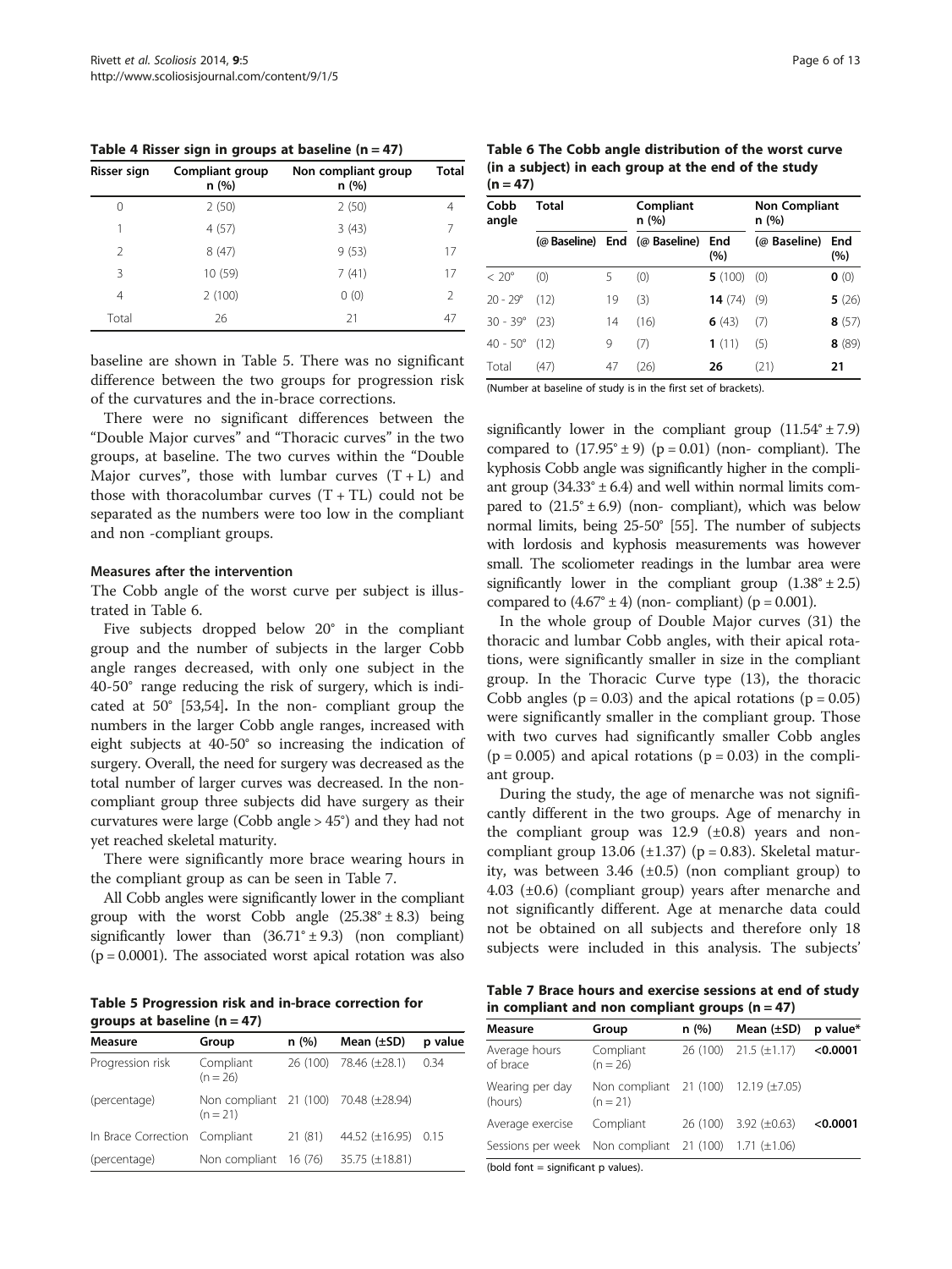**Table 4 Risser sign in groups at baseline (n = 47)**

| Risser sign | Compliant group n (%) | Non compliant group n (%) | Total |
|---|---|---|---|
| 0 | 2 (50) | 2 (50) | 4 |
| 1 | 4 (57) | 3 (43) | 7 |
| 2 | 8 (47) | 9 (53) | 17 |
| 3 | 10 (59) | 7 (41) | 17 |
| 4 | 2 (100) | 0 (0) | 2 |
| Total | 26 | 21 | 47 |

baseline are shown in Table 5. There was no significant difference between the two groups for progression risk of the curvatures and the in-brace corrections.

There were no significant differences between the "Double Major curves" and "Thoracic curves" in the two groups, at baseline. The two curves within the "Double Major curves", those with lumbar curves (T + L) and those with thoracolumbar curves (T + TL) could not be separated as the numbers were too low in the compliant and non -compliant groups.

#### Measures after the intervention

The Cobb angle of the worst curve per subject is illustrated in Table 6.

Five subjects dropped below 20° in the compliant group and the number of subjects in the larger Cobb angle ranges decreased, with only one subject in the 40-50° range reducing the risk of surgery, which is indicated at 50° [53,54]**.** In the non- compliant group the numbers in the larger Cobb angle ranges, increased with eight subjects at 40-50° so increasing the indication of surgery. Overall, the need for surgery was decreased as the total number of larger curves was decreased. In the non-compliant group three subjects did have surgery as their curvatures were large (Cobb angle > 45°) and they had not yet reached skeletal maturity.

There were significantly more brace wearing hours in the compliant group as can be seen in Table 7.

All Cobb angles were significantly lower in the compliant group with the worst Cobb angle (25.38° ± 8.3) being significantly lower than (36.71° ± 9.3) (non compliant) (p = 0.0001). The associated worst apical rotation was also

**Table 5 Progression risk and in-brace correction for groups at baseline (n = 47)**

| Measure | Group | n (%) | Mean (±SD) | p value |
|---|---|---|---|---|
| Progression risk | Compliant (n = 26) | 26 (100) | 78.46 (±28.1) | 0.34 |
| (percentage) | Non compliant (n = 21) | 21 (100) | 70.48 (±28.94) | |
| In Brace Correction | Compliant | 21 (81) | 44.52 (±16.95) | 0.15 |
| (percentage) | Non compliant | 16 (76) | 35.75 (±18.81) | |

**Table 6 The Cobb angle distribution of the worst curve (in a subject) in each group at the end of the study (n = 47)**

| Cobb angle | Total | | Compliant n (%) | | Non Compliant n (%) | |
|---|---|---|---|---|---|---|
| | (@ Baseline) | End | (@ Baseline) | End (%) | (@ Baseline) | End (%) |
| < 20° | (0) | 5 | (0) | **5** (100) | (0) | **0** (0) |
| 20 - 29° | (12) | 19 | (3) | **14** (74) | (9) | **5** (26) |
| 30 - 39° | (23) | 14 | (16) | **6** (43) | (7) | **8** (57) |
| 40 - 50° | (12) | 9 | (7) | **1** (11) | (5) | **8** (89) |
| Total | (47) | 47 | (26) | **26** | (21) | **21** |

(Number at baseline of study is in the first set of brackets).

significantly lower in the compliant group (11.54° ± 7.9) compared to (17.95° ± 9) (p = 0.01) (non- compliant). The kyphosis Cobb angle was significantly higher in the compliant group (34.33° ± 6.4) and well within normal limits compared to (21.5° ± 6.9) (non- compliant), which was below normal limits, being 25-50° [55]. The number of subjects with lordosis and kyphosis measurements was however small. The scoliometer readings in the lumbar area were significantly lower in the compliant group (1.38° ± 2.5) compared to (4.67° ± 4) (non- compliant) (p = 0.001).

In the whole group of Double Major curves (31) the thoracic and lumbar Cobb angles, with their apical rotations, were significantly smaller in size in the compliant group. In the Thoracic Curve type (13), the thoracic Cobb angles (p = 0.03) and the apical rotations (p = 0.05) were significantly smaller in the compliant group. Those with two curves had significantly smaller Cobb angles (p = 0.005) and apical rotations (p = 0.03) in the compliant group.

During the study, the age of menarche was not significantly different in the two groups. Age of menarchy in the compliant group was 12.9 (±0.8) years and non-compliant group 13.06 (±1.37) (p = 0.83). Skeletal maturity, was between 3.46 (±0.5) (non compliant group) to 4.03 (±0.6) (compliant group) years after menarche and not significantly different. Age at menarche data could not be obtained on all subjects and therefore only 18 subjects were included in this analysis. The subjects'

**Table 7 Brace hours and exercise sessions at end of study in compliant and non compliant groups (n = 47)**

| Measure | Group | n (%) | Mean (±SD) | p value* |
|---|---|---|---|---|
| Average hours of brace | Compliant (n = 26) | 26 (100) | 21.5 (±1.17) | **<0.0001** |
| Wearing per day (hours) | Non compliant (n = 21) | 21 (100) | 12.19 (±7.05) | |
| Average exercise | Compliant | 26 (100) | 3.92 (±0.63) | **<0.0001** |
| Sessions per week | Non compliant | 21 (100) | 1.71 (±1.06) | |

(bold font = significant p values).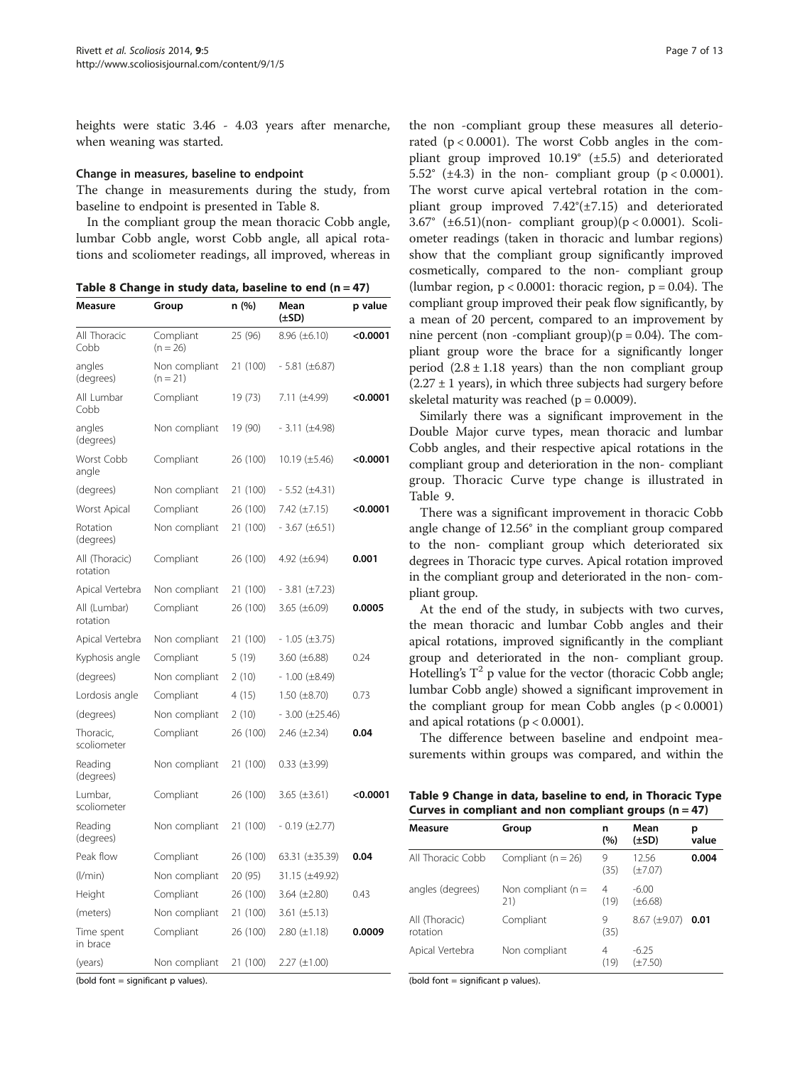heights were static 3.46 - 4.03 years after menarche, when weaning was started.

#### Change in measures, baseline to endpoint

The change in measurements during the study, from baseline to endpoint is presented in Table 8.

In the compliant group the mean thoracic Cobb angle, lumbar Cobb angle, worst Cobb angle, all apical rotations and scoliometer readings, all improved, whereas in the non -compliant group these measures all deteriorated ($p < 0.0001$). The worst Cobb angles in the compliant group improved 10.19° (±5.5) and deteriorated 5.52° (±4.3) in the non- compliant group ($p < 0.0001$). The worst curve apical vertebral rotation in the compliant group improved 7.42°(±7.15) and deteriorated 3.67° (±6.51)(non- compliant group)($p < 0.0001$). Scoliometer readings (taken in thoracic and lumbar regions) show that the compliant group significantly improved cosmetically, compared to the non- compliant group (lumbar region, $p < 0.0001$: thoracic region, $p = 0.04$). The compliant group improved their peak flow significantly, by a mean of 20 percent, compared to an improvement by nine percent (non -compliant group)($p = 0.04$). The compliant group wore the brace for a significantly longer period (2.8 ± 1.18 years) than the non compliant group (2.27 ± 1 years), in which three subjects had surgery before skeletal maturity was reached ($p = 0.0009$).

**Table 8 Change in study data, baseline to end (n = 47)**

| Measure | Group | n (%) | Mean (±SD) | p value |
|---|---|---|---|---|
| All Thoracic Cobb | Compliant (n = 26) | 25 (96) | 8.96 (±6.10) | **<0.0001** |
| angles (degrees) | Non compliant (n = 21) | 21 (100) | - 5.81 (±6.87) | |
| All Lumbar Cobb | Compliant | 19 (73) | 7.11 (±4.99) | **<0.0001** |
| angles (degrees) | Non compliant | 19 (90) | - 3.11 (±4.98) | |
| Worst Cobb angle | Compliant | 26 (100) | 10.19 (±5.46) | **<0.0001** |
| (degrees) | Non compliant | 21 (100) | - 5.52 (±4.31) | |
| Worst Apical | Compliant | 26 (100) | 7.42 (±7.15) | **<0.0001** |
| Rotation (degrees) | Non compliant | 21 (100) | - 3.67 (±6.51) | |
| All (Thoracic) rotation | Compliant | 26 (100) | 4.92 (±6.94) | **0.001** |
| Apical Vertebra | Non compliant | 21 (100) | - 3.81 (±7.23) | |
| All (Lumbar) rotation | Compliant | 26 (100) | 3.65 (±6.09) | **0.0005** |
| Apical Vertebra | Non compliant | 21 (100) | - 1.05 (±3.75) | |
| Kyphosis angle | Compliant | 5 (19) | 3.60 (±6.88) | 0.24 |
| (degrees) | Non compliant | 2 (10) | - 1.00 (±8.49) | |
| Lordosis angle | Compliant | 4 (15) | 1.50 (±8.70) | 0.73 |
| (degrees) | Non compliant | 2 (10) | - 3.00 (±25.46) | |
| Thoracic, scoliometer | Compliant | 26 (100) | 2.46 (±2.34) | **0.04** |
| Reading (degrees) | Non compliant | 21 (100) | 0.33 (±3.99) | |
| Lumbar, scoliometer | Compliant | 26 (100) | 3.65 (±3.61) | **<0.0001** |
| Reading (degrees) | Non compliant | 21 (100) | - 0.19 (±2.77) | |
| Peak flow | Compliant | 26 (100) | 63.31 (±35.39) | **0.04** |
| (l/min) | Non compliant | 20 (95) | 31.15 (±49.92) | |
| Height | Compliant | 26 (100) | 3.64 (±2.80) | 0.43 |
| (meters) | Non compliant | 21 (100) | 3.61 (±5.13) | |
| Time spent in brace | Compliant | 26 (100) | 2.80 (±1.18) | **0.0009** |
| (years) | Non compliant | 21 (100) | 2.27 (±1.00) | |

(bold font = significant p values).

Similarly there was a significant improvement in the Double Major curve types, mean thoracic and lumbar Cobb angles, and their respective apical rotations in the compliant group and deterioration in the non- compliant group. Thoracic Curve type change is illustrated in Table 9.

There was a significant improvement in thoracic Cobb angle change of 12.56° in the compliant group compared to the non- compliant group which deteriorated six degrees in Thoracic type curves. Apical rotation improved in the compliant group and deteriorated in the non- compliant group.

At the end of the study, in subjects with two curves, the mean thoracic and lumbar Cobb angles and their apical rotations, improved significantly in the compliant group and deteriorated in the non- compliant group. Hotelling's $T^2$ p value for the vector (thoracic Cobb angle; lumbar Cobb angle) showed a significant improvement in the compliant group for mean Cobb angles ($p < 0.0001$) and apical rotations ($p < 0.0001$).

The difference between baseline and endpoint measurements within groups was compared, and within the

**Table 9 Change in data, baseline to end, in Thoracic Type Curves in compliant and non compliant groups (n = 47)**

| Measure | Group | n (%) | Mean (±SD) | p value |
|---|---|---|---|---|
| All Thoracic Cobb | Compliant (n = 26) | 9 (35) | 12.56 (±7.07) | **0.004** |
| angles (degrees) | Non compliant (n = 21) | 4 (19) | -6.00 (±6.68) | |
| All (Thoracic) rotation | Compliant | 9 (35) | 8.67 (±9.07) | **0.01** |
| Apical Vertebra | Non compliant | 4 (19) | -6.25 (±7.50) | |

(bold font = significant p values).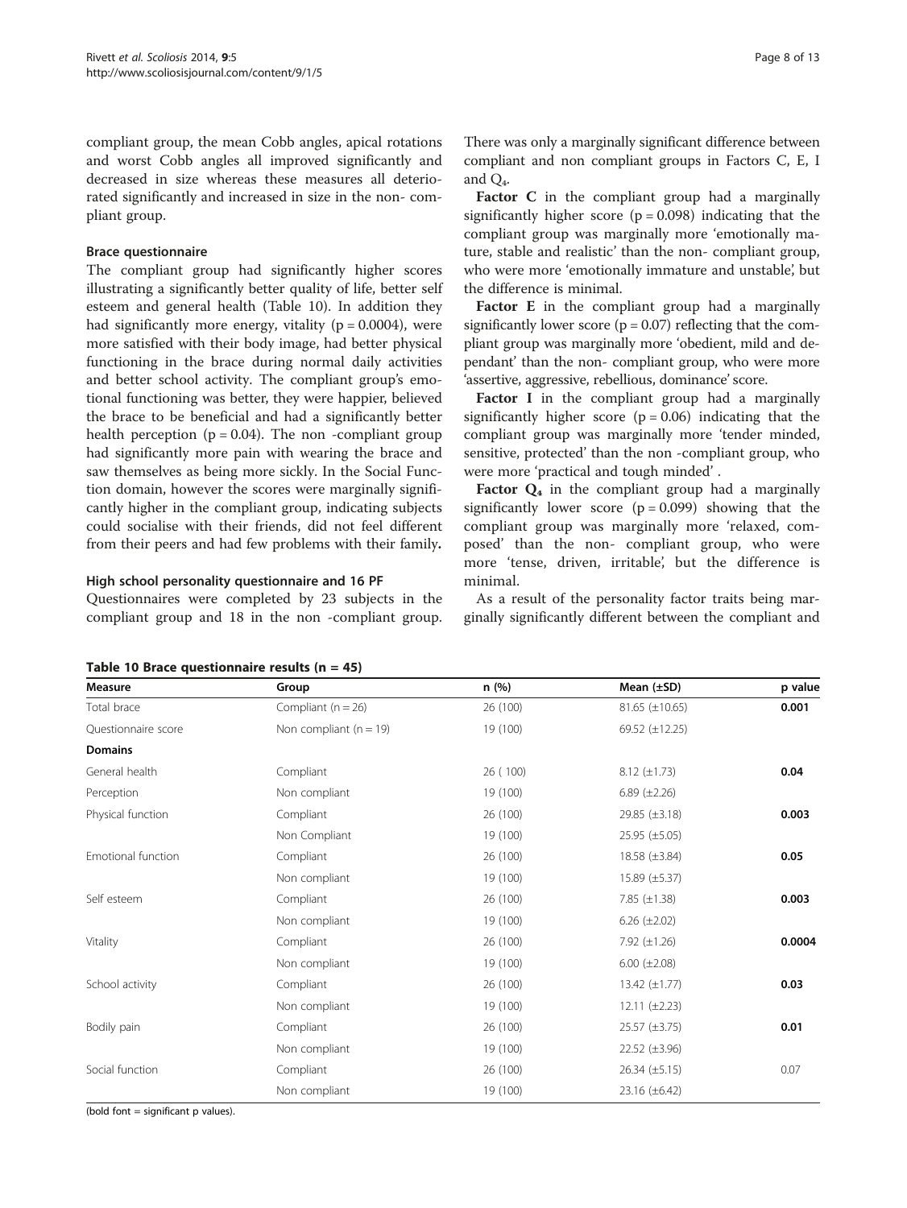compliant group, the mean Cobb angles, apical rotations and worst Cobb angles all improved significantly and decreased in size whereas these measures all deteriorated significantly and increased in size in the non- compliant group.

### Brace questionnaire

The compliant group had significantly higher scores illustrating a significantly better quality of life, better self esteem and general health (Table 10). In addition they had significantly more energy, vitality ($p = 0.0004$), were more satisfied with their body image, had better physical functioning in the brace during normal daily activities and better school activity. The compliant group's emotional functioning was better, they were happier, believed the brace to be beneficial and had a significantly better health perception ($p = 0.04$). The non -compliant group had significantly more pain with wearing the brace and saw themselves as being more sickly. In the Social Function domain, however the scores were marginally significantly higher in the compliant group, indicating subjects could socialise with their friends, did not feel different from their peers and had few problems with their family**.**

### High school personality questionnaire and 16 PF

Questionnaires were completed by 23 subjects in the compliant group and 18 in the non -compliant group. There was only a marginally significant difference between compliant and non compliant groups in Factors C, E, I and $Q_4$.

**Factor C** in the compliant group had a marginally significantly higher score ($p = 0.098$) indicating that the compliant group was marginally more 'emotionally mature, stable and realistic' than the non- compliant group, who were more 'emotionally immature and unstable', but the difference is minimal.

**Factor E** in the compliant group had a marginally significantly lower score ($p = 0.07$) reflecting that the compliant group was marginally more 'obedient, mild and dependant' than the non- compliant group, who were more 'assertive, aggressive, rebellious, dominance' score.

**Factor I** in the compliant group had a marginally significantly higher score ($p = 0.06$) indicating that the compliant group was marginally more 'tender minded, sensitive, protected' than the non -compliant group, who were more 'practical and tough minded' .

**Factor $Q_4$** in the compliant group had a marginally significantly lower score ($p = 0.099$) showing that the compliant group was marginally more 'relaxed, composed' than the non- compliant group, who were more 'tense, driven, irritable', but the difference is minimal.

As a result of the personality factor traits being marginally significantly different between the compliant and

**Table 10 Brace questionnaire results (n = 45)**

| Measure | Group | n (%) | Mean (±SD) | p value |
|---|---|---|---|---|
| Total brace | Compliant (n = 26) | 26 (100) | 81.65 (±10.65) | **0.001** |
| Questionnaire score | Non compliant (n = 19) | 19 (100) | 69.52 (±12.25) | |
| **Domains** | | | | |
| General health | Compliant | 26 ( 100) | 8.12 (±1.73) | **0.04** |
| Perception | Non compliant | 19 (100) | 6.89 (±2.26) | |
| Physical function | Compliant | 26 (100) | 29.85 (±3.18) | **0.003** |
| | Non Compliant | 19 (100) | 25.95 (±5.05) | |
| Emotional function | Compliant | 26 (100) | 18.58 (±3.84) | **0.05** |
| | Non compliant | 19 (100) | 15.89 (±5.37) | |
| Self esteem | Compliant | 26 (100) | 7.85 (±1.38) | **0.003** |
| | Non compliant | 19 (100) | 6.26 (±2.02) | |
| Vitality | Compliant | 26 (100) | 7.92 (±1.26) | **0.0004** |
| | Non compliant | 19 (100) | 6.00 (±2.08) | |
| School activity | Compliant | 26 (100) | 13.42 (±1.77) | **0.03** |
| | Non compliant | 19 (100) | 12.11 (±2.23) | |
| Bodily pain | Compliant | 26 (100) | 25.57 (±3.75) | **0.01** |
| | Non compliant | 19 (100) | 22.52 (±3.96) | |
| Social function | Compliant | 26 (100) | 26.34 (±5.15) | 0.07 |
| | Non compliant | 19 (100) | 23.16 (±6.42) | |

(bold font = significant p values).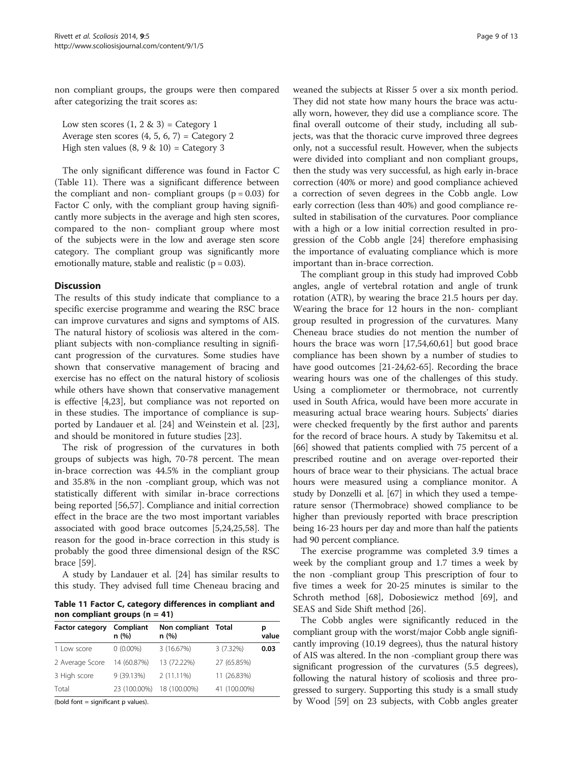non compliant groups, the groups were then compared after categorizing the trait scores as:

Low sten scores (1, 2 & 3) = Category 1
Average sten scores (4, 5, 6, 7) = Category 2
High sten values (8, 9 & 10) = Category 3

The only significant difference was found in Factor C (Table 11). There was a significant difference between the compliant and non- compliant groups ($p = 0.03$) for Factor C only, with the compliant group having significantly more subjects in the average and high sten scores, compared to the non- compliant group where most of the subjects were in the low and average sten score category. The compliant group was significantly more emotionally mature, stable and realistic ($p = 0.03$).

## Discussion

The results of this study indicate that compliance to a specific exercise programme and wearing the RSC brace can improve curvatures and signs and symptoms of AIS. The natural history of scoliosis was altered in the compliant subjects with non-compliance resulting in significant progression of the curvatures. Some studies have shown that conservative management of bracing and exercise has no effect on the natural history of scoliosis while others have shown that conservative management is effective [4,23], but compliance was not reported on in these studies. The importance of compliance is supported by Landauer et al. [24] and Weinstein et al. [23], and should be monitored in future studies [23].

The risk of progression of the curvatures in both groups of subjects was high, 70-78 percent. The mean in-brace correction was 44.5% in the compliant group and 35.8% in the non -compliant group, which was not statistically different with similar in-brace corrections being reported [56,57]. Compliance and initial correction effect in the brace are the two most important variables associated with good brace outcomes [5,24,25,58]. The reason for the good in-brace correction in this study is probably the good three dimensional design of the RSC brace [59].

A study by Landauer et al. [24] has similar results to this study. They advised full time Cheneau bracing and weaned the subjects at Risser 5 over a six month period. They did not state how many hours the brace was actually worn, however, they did use a compliance score. The final overall outcome of their study, including all subjects, was that the thoracic curve improved three degrees only, not a successful result. However, when the subjects were divided into compliant and non compliant groups, then the study was very successful, as high early in-brace correction (40% or more) and good compliance achieved a correction of seven degrees in the Cobb angle. Low early correction (less than 40%) and good compliance resulted in stabilisation of the curvatures. Poor compliance with a high or a low initial correction resulted in progression of the Cobb angle [24] therefore emphasising the importance of evaluating compliance which is more important than in-brace correction.

**Table 11 Factor C, category differences in compliant and non compliant groups (n = 41)**

| Factor category | Compliant n (%) | Non compliant n (%) | Total | p value |
|---|---|---|---|---|
| 1 Low score | 0 (0.00%) | 3 (16.67%) | 3 (7.32%) | **0.03** |
| 2 Average Score | 14 (60.87%) | 13 (72.22%) | 27 (65.85%) | |
| 3 High score | 9 (39.13%) | 2 (11.11%) | 11 (26.83%) | |
| Total | 23 (100.00%) | 18 (100.00%) | 41 (100.00%) | |

(bold font = significant p values).

The compliant group in this study had improved Cobb angles, angle of vertebral rotation and angle of trunk rotation (ATR), by wearing the brace 21.5 hours per day. Wearing the brace for 12 hours in the non- compliant group resulted in progression of the curvatures. Many Cheneau brace studies do not mention the number of hours the brace was worn [17,54,60,61] but good brace compliance has been shown by a number of studies to have good outcomes [21-24,62-65]. Recording the brace wearing hours was one of the challenges of this study. Using a compliometer or thermobrace, not currently used in South Africa, would have been more accurate in measuring actual brace wearing hours. Subjects' diaries were checked frequently by the first author and parents for the record of brace hours. A study by Takemitsu et al. [66] showed that patients complied with 75 percent of a prescribed routine and on average over-reported their hours of brace wear to their physicians. The actual brace hours were measured using a compliance monitor. A study by Donzelli et al. [67] in which they used a temperature sensor (Thermobrace) showed compliance to be higher than previously reported with brace prescription being 16-23 hours per day and more than half the patients had 90 percent compliance.

The exercise programme was completed 3.9 times a week by the compliant group and 1.7 times a week by the non -compliant group This prescription of four to five times a week for 20-25 minutes is similar to the Schroth method [68], Dobosiewicz method [69], and SEAS and Side Shift method [26].

The Cobb angles were significantly reduced in the compliant group with the worst/major Cobb angle significantly improving (10.19 degrees), thus the natural history of AIS was altered. In the non -compliant group there was significant progression of the curvatures (5.5 degrees), following the natural history of scoliosis and three progressed to surgery. Supporting this study is a small study by Wood [59] on 23 subjects, with Cobb angles greater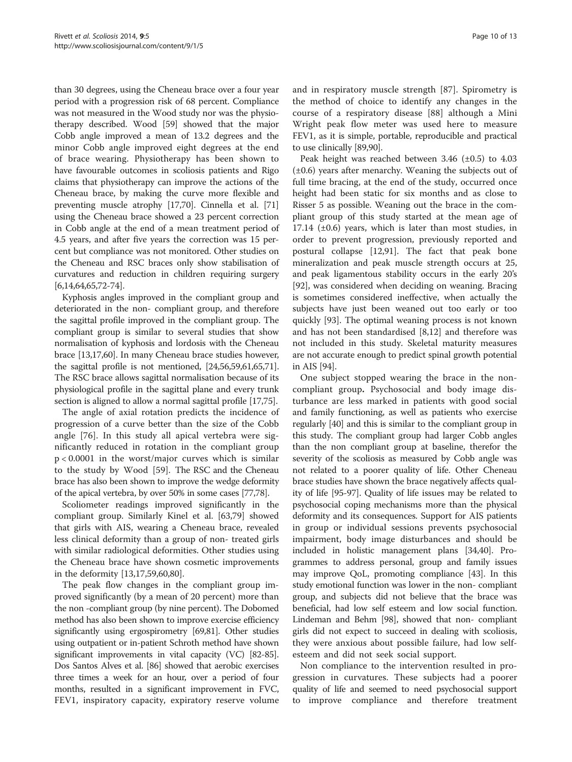than 30 degrees, using the Cheneau brace over a four year period with a progression risk of 68 percent. Compliance was not measured in the Wood study nor was the physiotherapy described. Wood [59] showed that the major Cobb angle improved a mean of 13.2 degrees and the minor Cobb angle improved eight degrees at the end of brace wearing. Physiotherapy has been shown to have favourable outcomes in scoliosis patients and Rigo claims that physiotherapy can improve the actions of the Cheneau brace, by making the curve more flexible and preventing muscle atrophy [17,70]. Cinnella et al. [71] using the Cheneau brace showed a 23 percent correction in Cobb angle at the end of a mean treatment period of 4.5 years, and after five years the correction was 15 percent but compliance was not monitored. Other studies on the Cheneau and RSC braces only show stabilisation of curvatures and reduction in children requiring surgery [6,14,64,65,72-74].

Kyphosis angles improved in the compliant group and deteriorated in the non- compliant group, and therefore the sagittal profile improved in the compliant group. The compliant group is similar to several studies that show normalisation of kyphosis and lordosis with the Cheneau brace [13,17,60]. In many Cheneau brace studies however, the sagittal profile is not mentioned, [24,56,59,61,65,71]. The RSC brace allows sagittal normalisation because of its physiological profile in the sagittal plane and every trunk section is aligned to allow a normal sagittal profile [17,75].

The angle of axial rotation predicts the incidence of progression of a curve better than the size of the Cobb angle [76]. In this study all apical vertebra were significantly reduced in rotation in the compliant group $p < 0.0001$ in the worst/major curves which is similar to the study by Wood [59]. The RSC and the Cheneau brace has also been shown to improve the wedge deformity of the apical vertebra, by over 50% in some cases [77,78].

Scoliometer readings improved significantly in the compliant group. Similarly Kinel et al. [63,79] showed that girls with AIS, wearing a Cheneau brace, revealed less clinical deformity than a group of non- treated girls with similar radiological deformities. Other studies using the Cheneau brace have shown cosmetic improvements in the deformity [13,17,59,60,80].

The peak flow changes in the compliant group improved significantly (by a mean of 20 percent) more than the non -compliant group (by nine percent). The Dobomed method has also been shown to improve exercise efficiency significantly using ergospirometry [69,81]. Other studies using outpatient or in-patient Schroth method have shown significant improvements in vital capacity (VC) [82-85]. Dos Santos Alves et al. [86] showed that aerobic exercises three times a week for an hour, over a period of four months, resulted in a significant improvement in FVC, FEV1, inspiratory capacity, expiratory reserve volume and in respiratory muscle strength [87]. Spirometry is the method of choice to identify any changes in the course of a respiratory disease [88] although a Mini Wright peak flow meter was used here to measure FEV1, as it is simple, portable, reproducible and practical to use clinically [89,90].

Peak height was reached between 3.46 (±0.5) to 4.03 (±0.6) years after menarchy. Weaning the subjects out of full time bracing, at the end of the study, occurred once height had been static for six months and as close to Risser 5 as possible. Weaning out the brace in the compliant group of this study started at the mean age of 17.14 (±0.6) years, which is later than most studies, in order to prevent progression, previously reported and postural collapse [12,91]. The fact that peak bone mineralization and peak muscle strength occurs at 25, and peak ligamentous stability occurs in the early 20's [92], was considered when deciding on weaning. Bracing is sometimes considered ineffective, when actually the subjects have just been weaned out too early or too quickly [93]. The optimal weaning process is not known and has not been standardised [8,12] and therefore was not included in this study. Skeletal maturity measures are not accurate enough to predict spinal growth potential in AIS [94].

One subject stopped wearing the brace in the non-compliant group**.** Psychosocial and body image disturbance are less marked in patients with good social and family functioning, as well as patients who exercise regularly [40] and this is similar to the compliant group in this study. The compliant group had larger Cobb angles than the non compliant group at baseline, therefor the severity of the scoliosis as measured by Cobb angle was not related to a poorer quality of life. Other Cheneau brace studies have shown the brace negatively affects quality of life [95-97]. Quality of life issues may be related to psychosocial coping mechanisms more than the physical deformity and its consequences. Support for AIS patients in group or individual sessions prevents psychosocial impairment, body image disturbances and should be included in holistic management plans [34,40]. Programmes to address personal, group and family issues may improve QoL, promoting compliance [43]. In this study emotional function was lower in the non- compliant group, and subjects did not believe that the brace was beneficial, had low self esteem and low social function. Lindeman and Behm [98], showed that non- compliant girls did not expect to succeed in dealing with scoliosis, they were anxious about possible failure, had low self-esteem and did not seek social support.

Non compliance to the intervention resulted in progression in curvatures. These subjects had a poorer quality of life and seemed to need psychosocial support to improve compliance and therefore treatment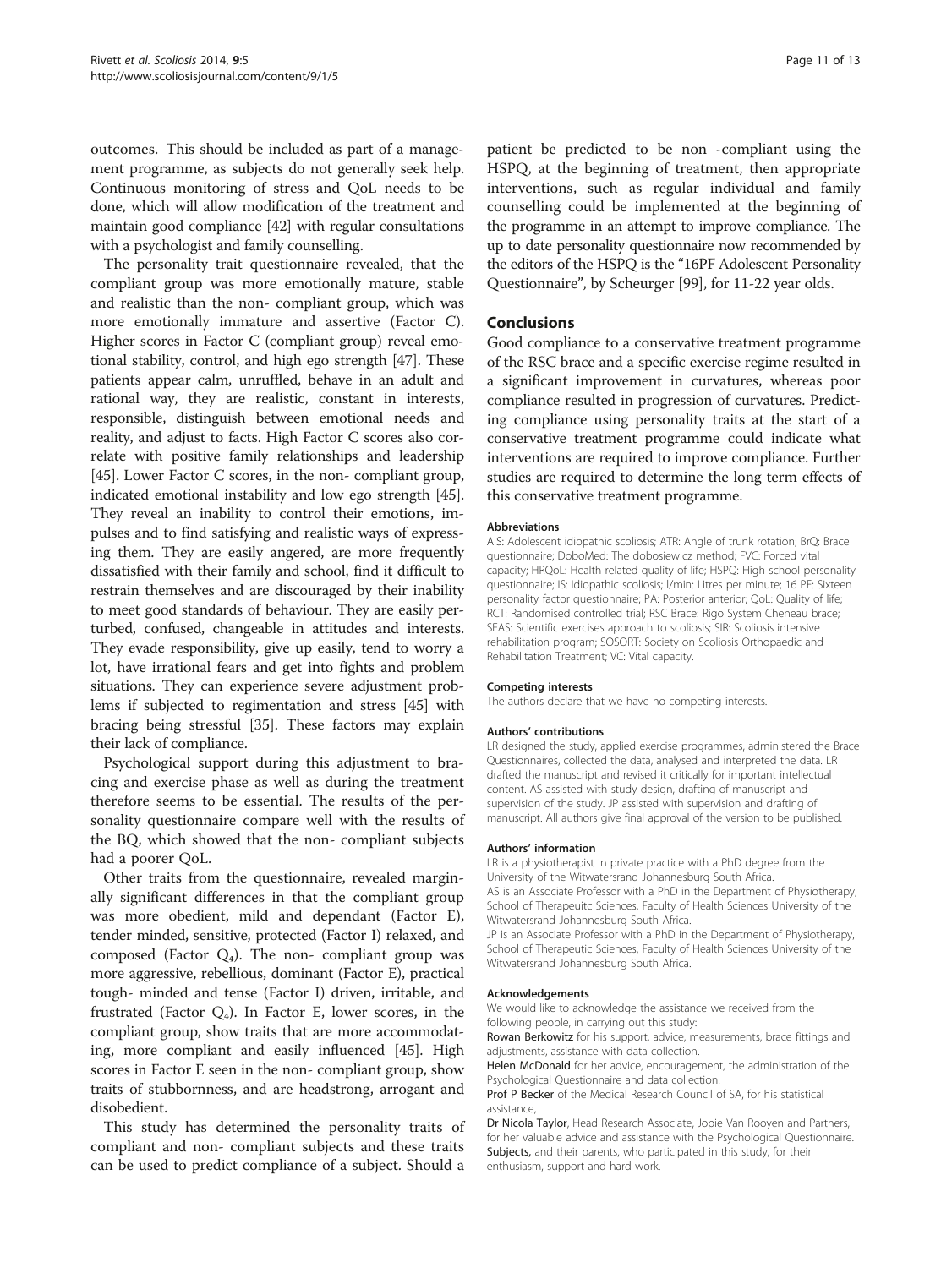outcomes. This should be included as part of a management programme, as subjects do not generally seek help. Continuous monitoring of stress and QoL needs to be done, which will allow modification of the treatment and maintain good compliance [42] with regular consultations with a psychologist and family counselling.

The personality trait questionnaire revealed, that the compliant group was more emotionally mature, stable and realistic than the non- compliant group, which was more emotionally immature and assertive (Factor C). Higher scores in Factor C (compliant group) reveal emotional stability, control, and high ego strength [47]. These patients appear calm, unruffled, behave in an adult and rational way, they are realistic, constant in interests, responsible, distinguish between emotional needs and reality, and adjust to facts. High Factor C scores also correlate with positive family relationships and leadership [45]. Lower Factor C scores, in the non- compliant group, indicated emotional instability and low ego strength [45]. They reveal an inability to control their emotions, impulses and to find satisfying and realistic ways of expressing them. They are easily angered, are more frequently dissatisfied with their family and school, find it difficult to restrain themselves and are discouraged by their inability to meet good standards of behaviour. They are easily perturbed, confused, changeable in attitudes and interests. They evade responsibility, give up easily, tend to worry a lot, have irrational fears and get into fights and problem situations. They can experience severe adjustment problems if subjected to regimentation and stress [45] with bracing being stressful [35]. These factors may explain their lack of compliance.

Psychological support during this adjustment to bracing and exercise phase as well as during the treatment therefore seems to be essential. The results of the personality questionnaire compare well with the results of the BQ, which showed that the non- compliant subjects had a poorer QoL.

Other traits from the questionnaire, revealed marginally significant differences in that the compliant group was more obedient, mild and dependant (Factor E), tender minded, sensitive, protected (Factor I) relaxed, and composed (Factor $Q_4$). The non- compliant group was more aggressive, rebellious, dominant (Factor E), practical tough- minded and tense (Factor I) driven, irritable, and frustrated (Factor $Q_4$). In Factor E, lower scores, in the compliant group, show traits that are more accommodating, more compliant and easily influenced [45]. High scores in Factor E seen in the non- compliant group, show traits of stubbornness, and are headstrong, arrogant and disobedient.

This study has determined the personality traits of compliant and non- compliant subjects and these traits can be used to predict compliance of a subject. Should a patient be predicted to be non -compliant using the HSPQ, at the beginning of treatment, then appropriate interventions, such as regular individual and family counselling could be implemented at the beginning of the programme in an attempt to improve compliance. The up to date personality questionnaire now recommended by the editors of the HSPQ is the "16PF Adolescent Personality Questionnaire", by Scheurger [99], for 11-22 year olds.

## Conclusions

Good compliance to a conservative treatment programme of the RSC brace and a specific exercise regime resulted in a significant improvement in curvatures, whereas poor compliance resulted in progression of curvatures. Predicting compliance using personality traits at the start of a conservative treatment programme could indicate what interventions are required to improve compliance. Further studies are required to determine the long term effects of this conservative treatment programme.

#### Abbreviations

AIS: Adolescent idiopathic scoliosis; ATR: Angle of trunk rotation; BrQ: Brace questionnaire; DoboMed: The dobosiewicz method; FVC: Forced vital capacity; HRQoL: Health related quality of life; HSPQ: High school personality questionnaire; IS: Idiopathic scoliosis; l/min: Litres per minute; 16 PF: Sixteen personality factor questionnaire; PA: Posterior anterior; QoL: Quality of life; RCT: Randomised controlled trial; RSC Brace: Rigo System Cheneau brace; SEAS: Scientific exercises approach to scoliosis; SIR: Scoliosis intensive rehabilitation program; SOSORT: Society on Scoliosis Orthopaedic and Rehabilitation Treatment; VC: Vital capacity.

#### Competing interests

The authors declare that we have no competing interests.

#### Authors' contributions

LR designed the study, applied exercise programmes, administered the Brace Questionnaires, collected the data, analysed and interpreted the data. LR drafted the manuscript and revised it critically for important intellectual content. AS assisted with study design, drafting of manuscript and supervision of the study. JP assisted with supervision and drafting of manuscript. All authors give final approval of the version to be published.

#### Authors' information

LR is a physiotherapist in private practice with a PhD degree from the University of the Witwatersrand Johannesburg South Africa.
AS is an Associate Professor with a PhD in the Department of Physiotherapy, School of Therapeuitc Sciences, Faculty of Health Sciences University of the Witwatersrand Johannesburg South Africa.
JP is an Associate Professor with a PhD in the Department of Physiotherapy, School of Therapeutic Sciences, Faculty of Health Sciences University of the Witwatersrand Johannesburg South Africa.

#### Acknowledgements

We would like to acknowledge the assistance we received from the following people, in carrying out this study:
**Rowan Berkowitz** for his support, advice, measurements, brace fittings and adjustments, assistance with data collection.
**Helen McDonald** for her advice, encouragement, the administration of the Psychological Questionnaire and data collection.
**Prof P Becker** of the Medical Research Council of SA, for his statistical assistance,
**Dr Nicola Taylor**, Head Research Associate, Jopie Van Rooyen and Partners, for her valuable advice and assistance with the Psychological Questionnaire.
**Subjects**, and their parents, who participated in this study, for their enthusiasm, support and hard work.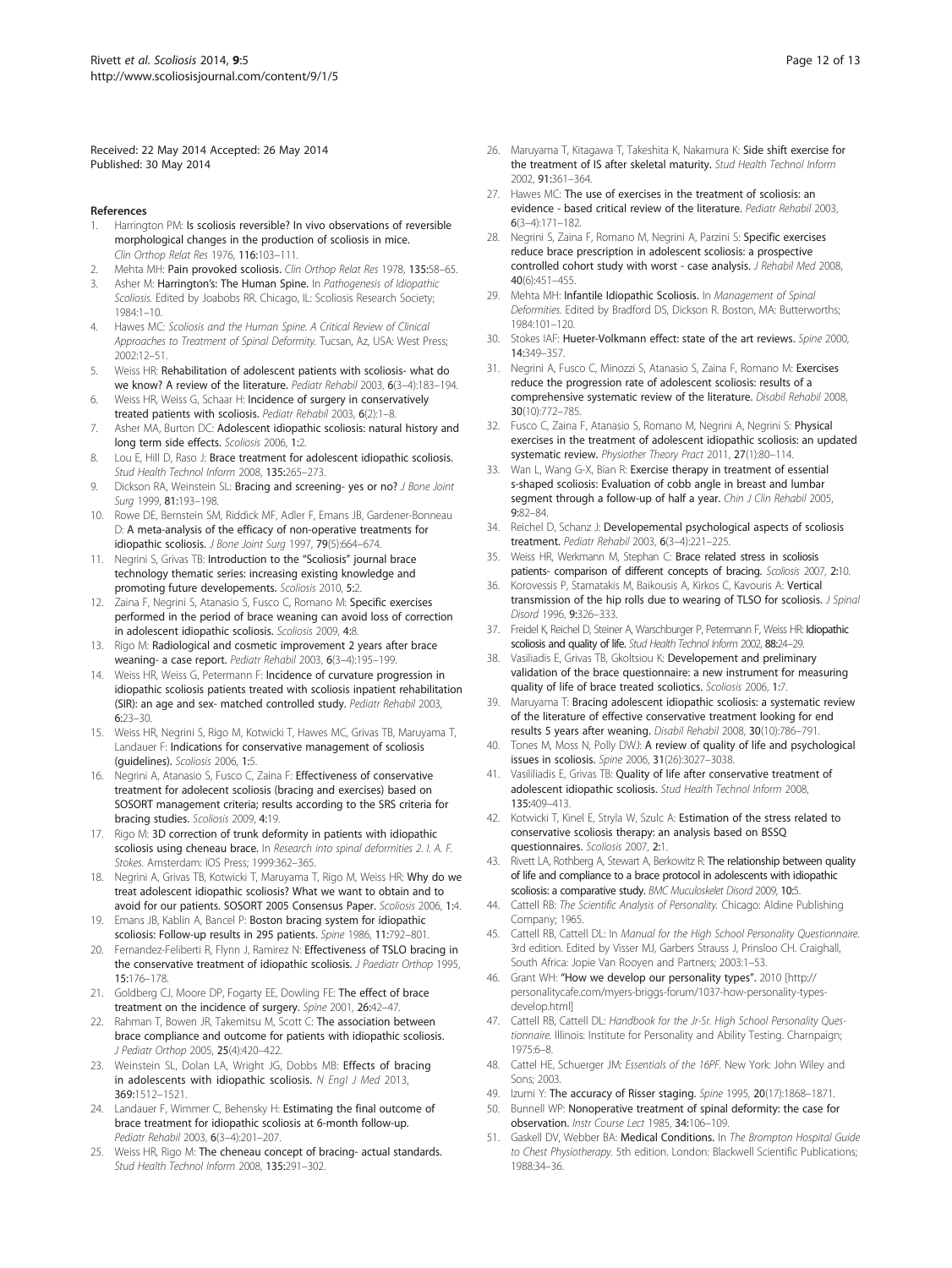Received: 22 May 2014 Accepted: 26 May 2014
Published: 30 May 2014

## References

1. Harrington PM: **Is scoliosis reversible? In vivo observations of reversible morphological changes in the production of scoliosis in mice.** *Clin Orthop Relat Res* 1976, **116**:103–111.
2. Mehta MH: **Pain provoked scoliosis.** *Clin Orthop Relat Res* 1978, **135**:58–65.
3. Asher M: **Harrington's: The Human Spine.** In *Pathogenesis of Idiopathic Scoliosis.* Edited by Joabobs RR. Chicago, IL: Scoliosis Research Society; 1984:1–10.
4. Hawes MC: *Scoliosis and the Human Spine. A Critical Review of Clinical Approaches to Treatment of Spinal Deformity.* Tucsan, Az, USA: West Press; 2002:12–51.
5. Weiss HR: **Rehabilitation of adolescent patients with scoliosis- what do we know? A review of the literature.** *Pediatr Rehabil* 2003, **6**(3–4):183–194.
6. Weiss HR, Weiss G, Schaar H: **Incidence of surgery in conservatively treated patients with scoliosis.** *Pediatr Rehabil* 2003, **6**(2):1–8.
7. Asher MA, Burton DC: **Adolescent idiopathic scoliosis: natural history and long term side effects.** *Scoliosis* 2006, **1**:2.
8. Lou E, Hill D, Raso J: **Brace treatment for adolescent idiopathic scoliosis.** *Stud Health Technol Inform* 2008, **135**:265–273.
9. Dickson RA, Weinstein SL: **Bracing and screening- yes or no?** *J Bone Joint Surg* 1999, **81**:193–198.
10. Rowe DE, Bernstein SM, Riddick MF, Adler F, Emans JB, Gardener-Bonneau D: **A meta-analysis of the efficacy of non-operative treatments for idiopathic scoliosis.** *J Bone Joint Surg* 1997, **79**(5):664–674.
11. Negrini S, Grivas TB: **Introduction to the "Scoliosis" journal brace technology thematic series: increasing existing knowledge and promoting future developements.** *Scoliosis* 2010, **5**:2.
12. Zaina F, Negrini S, Atanasio S, Fusco C, Romano M: **Specific exercises performed in the period of brace weaning can avoid loss of correction in adolescent idiopathic scoliosis.** *Scoliosis* 2009, **4**:8.
13. Rigo M: **Radiological and cosmetic improvement 2 years after brace weaning- a case report.** *Pediatr Rehabil* 2003, **6**(3–4):195–199.
14. Weiss HR, Weiss G, Petermann F: **Incidence of curvature progression in idiopathic scoliosis patients treated with scoliosis inpatient rehabilitation (SIR): an age and sex- matched controlled study.** *Pediatr Rehabil* 2003, **6**:23–30.
15. Weiss HR, Negrini S, Rigo M, Kotwicki T, Hawes MC, Grivas TB, Maruyama T, Landauer F: **Indications for conservative management of scoliosis (guidelines).** *Scoliosis* 2006, **1**:5.
16. Negrini A, Atanasio S, Fusco C, Zaina F: **Effectiveness of conservative treatment for adolecent scoliosis (bracing and exercises) based on SOSORT management criteria; results according to the SRS criteria for bracing studies.** *Scoliosis* 2009, **4**:19.
17. Rigo M: **3D correction of trunk deformity in patients with idiopathic scoliosis using cheneau brace.** In *Research into spinal deformities 2. I. A. F. Stokes.* Amsterdam: IOS Press; 1999:362–365.
18. Negrini A, Grivas TB, Kotwicki T, Maruyama T, Rigo M, Weiss HR: **Why do we treat adolescent idiopathic scoliosis? What we want to obtain and to avoid for our patients. SOSORT 2005 Consensus Paper.** *Scoliosis* 2006, **1**:4.
19. Emans JB, Kablin A, Bancel P: **Boston bracing system for idiopathic scoliosis: Follow-up results in 295 patients.** *Spine* 1986, **11**:792–801.
20. Fernandez-Feliberti R, Flynn J, Ramirez N: **Effectiveness of TSLO bracing in the conservative treatment of idiopathic scoliosis.** *J Paediatr Orthop* 1995, **15**:176–178.
21. Goldberg CJ, Moore DP, Fogarty EE, Dowling FE: **The effect of brace treatment on the incidence of surgery.** *Spine* 2001, **26**:42–47.
22. Rahman T, Bowen JR, Takemitsu M, Scott C: **The association between brace compliance and outcome for patients with idiopathic scoliosis.** *J Pediatr Orthop* 2005, **25**(4):420–422.
23. Weinstein SL, Dolan LA, Wright JG, Dobbs MB: **Effects of bracing in adolescents with idiopathic scoliosis.** *N Engl J Med* 2013, **369**:1512–1521.
24. Landauer F, Wimmer C, Behensky H: **Estimating the final outcome of brace treatment for idiopathic scoliosis at 6-month follow-up.** *Pediatr Rehabil* 2003, **6**(3–4):201–207.
25. Weiss HR, Rigo M: **The cheneau concept of bracing- actual standards.** *Stud Health Technol Inform* 2008, **135**:291–302.
26. Maruyama T, Kitagawa T, Takeshita K, Nakamura K: **Side shift exercise for the treatment of IS after skeletal maturity.** *Stud Health Technol Inform* 2002, **91**:361–364.
27. Hawes MC: **The use of exercises in the treatment of scoliosis: an evidence - based critical review of the literature.** *Pediatr Rehabil* 2003, **6**(3–4):171–182.
28. Negrini S, Zaina F, Romano M, Negrini A, Parzini S: **Specific exercises reduce brace prescription in adolescent scoliosis: a prospective controlled cohort study with worst - case analysis.** *J Rehabil Med* 2008, **40**(6):451–455.
29. Mehta MH: **Infantile Idiopathic Scoliosis.** In *Management of Spinal Deformities.* Edited by Bradford DS, Dickson R. Boston, MA: Butterworths; 1984:101–120.
30. Stokes IAF: **Hueter-Volkmann effect: state of the art reviews.** *Spine* 2000, **14**:349–357.
31. Negrini A, Fusco C, Minozzi S, Atanasio S, Zaina F, Romano M: **Exercises reduce the progression rate of adolescent scoliosis: results of a comprehensive systematic review of the literature.** *Disabil Rehabil* 2008, **30**(10):772–785.
32. Fusco C, Zaina F, Atanasio S, Romano M, Negrini A, Negrini S: **Physical exercises in the treatment of adolescent idiopathic scoliosis: an updated systematic review.** *Physiother Theory Pract* 2011, **27**(1):80–114.
33. Wan L, Wang G-X, Bian R: **Exercise therapy in treatment of essential s-shaped scoliosis: Evaluation of cobb angle in breast and lumbar segment through a follow-up of half a year.** *Chin J Clin Rehabil* 2005, **9**:82–84.
34. Reichel D, Schanz J: **Developemental psychological aspects of scoliosis treatment.** *Pediatr Rehabil* 2003, **6**(3–4):221–225.
35. Weiss HR, Werkmann M, Stephan C: **Brace related stress in scoliosis patients- comparison of different concepts of bracing.** *Scoliosis* 2007, **2**:10.
36. Korovessis P, Stamatakis M, Baikousis A, Kirkos C, Kavouris A: **Vertical transmission of the hip rolls due to wearing of TLSO for scoliosis.** *J Spinal Disord* 1996, **9**:326–333.
37. Freidel K, Reichel D, Steiner A, Warschburger P, Petermann F, Weiss HR: **Idiopathic scoliosis and quality of life.** *Stud Health Technol Inform* 2002, **88**:24–29.
38. Vasiliadis E, Grivas TB, Gkoltsiou K: **Developement and preliminary validation of the brace questionnaire: a new instrument for measuring quality of life of brace treated scoliotics.** *Scoliosis* 2006, **1**:7.
39. Maruyama T: **Bracing adolescent idiopathic scoliosis: a systematic review of the literature of effective conservative treatment looking for end results 5 years after weaning.** *Disabil Rehabil* 2008, **30**(10):786–791.
40. Tones M, Moss N, Polly DWJ: **A review of quality of life and psychological issues in scoliosis.** *Spine* 2006, **31**(26):3027–3038.
41. Vasililiadis E, Grivas TB: **Quality of life after conservative treatment of adolescent idiopathic scoliosis.** *Stud Health Technol Inform* 2008, **135**:409–413.
42. Kotwicki T, Kinel E, Stryla W, Szulc A: **Estimation of the stress related to conservative scoliosis therapy: an analysis based on BSSQ questionnaires.** *Scoliosis* 2007, **2**:1.
43. Rivett LA, Rothberg A, Stewart A, Berkowitz R: **The relationship between quality of life and compliance to a brace protocol in adolescents with idiopathic scoliosis: a comparative study.** *BMC Muculoskelet Disord* 2009, **10**:5.
44. Cattell RB: *The Scientific Analysis of Personality.* Chicago: Aldine Publishing Company; 1965.
45. Cattell RB, Cattell DL: In *Manual for the High School Personality Questionnaire.* 3rd edition. Edited by Visser MJ, Garbers Strauss J, Prinsloo CH. Craighall, South Africa: Jopie Van Rooyen and Partners; 2003:1–53.
46. Grant WH: **"How we develop our personality types".** 2010 [http://personalitycafe.com/myers-briggs-forum/1037-how-personality-types-develop.html]
47. Cattell RB, Cattell DL: *Handbook for the Jr-Sr. High School Personality Questionnaire.* Illinois: Institute for Personality and Ability Testing. Champaign; 1975:6–8.
48. Cattel HE, Schuerger JM: *Essentials of the 16PF.* New York: John Wiley and Sons; 2003.
49. Izumi Y: **The accuracy of Risser staging.** *Spine* 1995, **20**(17):1868–1871.
50. Bunnell WP: **Nonoperative treatment of spinal deformity: the case for observation.** *Instr Course Lect* 1985, **34**:106–109.
51. Gaskell DV, Webber BA: **Medical Conditions.** In *The Brompton Hospital Guide to Chest Physiotherapy.* 5th edition. London: Blackwell Scientific Publications; 1988:34–36.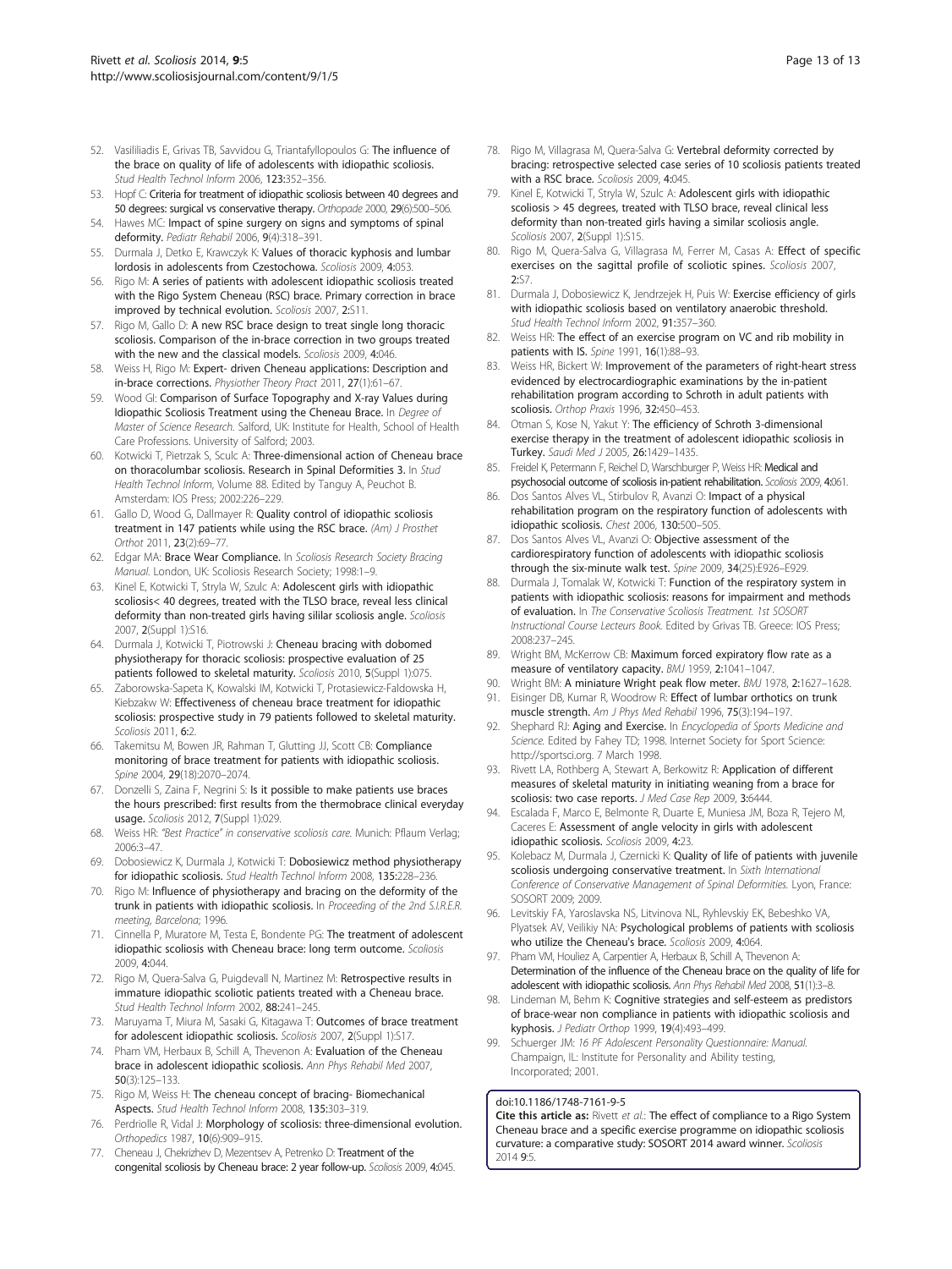52. Vasililiadis E, Grivas TB, Savvidou G, Triantafyllopoulos G: **The influence of the brace on quality of life of adolescents with idiopathic scoliosis.** *Stud Health Technol Inform* 2006, **123:**352–356.
53. Hopf C: **Criteria for treatment of idiopathic scoliosis between 40 degrees and 50 degrees: surgical vs conservative therapy.** *Orthopade* 2000, **29**(6):500–506.
54. Hawes MC: **Impact of spine surgery on signs and symptoms of spinal deformity.** *Pediatr Rehabil* 2006, **9**(4):318–391.
55. Durmala J, Detko E, Krawczyk K: **Values of thoracic kyphosis and lumbar lordosis in adolescents from Czestochowa.** *Scoliosis* 2009, **4:**053.
56. Rigo M: **A series of patients with adolescent idiopathic scoliosis treated with the Rigo System Cheneau (RSC) brace. Primary correction in brace improved by technical evolution.** *Scoliosis* 2007, **2:**S11.
57. Rigo M, Gallo D: **A new RSC brace design to treat single long thoracic scoliosis. Comparison of the in-brace correction in two groups treated with the new and the classical models.** *Scoliosis* 2009, **4:**046.
58. Weiss H, Rigo M: **Expert- driven Cheneau applications: Description and in-brace corrections.** *Physiother Theory Pract* 2011, **27**(1):61–67.
59. Wood GI: **Comparison of Surface Topography and X-ray Values during Idiopathic Scoliosis Treatment using the Cheneau Brace.** In *Degree of Master of Science Research.* Salford, UK: Institute for Health, School of Health Care Professions. University of Salford; 2003.
60. Kotwicki T, Pietrzak S, Sculc A: **Three-dimensional action of Cheneau brace on thoracolumbar scoliosis. Research in Spinal Deformities 3.** In *Stud Health Technol Inform*, Volume 88. Edited by Tanguy A, Peuchot B. Amsterdam: IOS Press; 2002:226–229.
61. Gallo D, Wood G, Dallmayer R: **Quality control of idiopathic scoliosis treatment in 147 patients while using the RSC brace.** *(Am) J Prosthet Orthot* 2011, **23**(2):69–77.
62. Edgar MA: **Brace Wear Compliance.** In *Scoliosis Research Society Bracing Manual.* London, UK: Scoliosis Research Society; 1998:1–9.
63. Kinel E, Kotwicki T, Stryla W, Szulc A: **Adolescent girls with idiopathic scoliosis< 40 degrees, treated with the TLSO brace, reveal less clinical deformity than non-treated girls having sililar scoliosis angle.** *Scoliosis* 2007, **2**(Suppl 1):S16.
64. Durmala J, Kotwicki T, Piotrowski J: **Cheneau bracing with dobomed physiotherapy for thoracic scoliosis: prospective evaluation of 25 patients followed to skeletal maturity.** *Scoliosis* 2010, **5**(Suppl 1):075.
65. Zaborowska-Sapeta K, Kowalski IM, Kotwicki T, Protasiewicz-Faldowska H, Kiebzakw W: **Effectiveness of cheneau brace treatment for idiopathic scoliosis: prospective study in 79 patients followed to skeletal maturity.** *Scoliosis* 2011, **6:**2.
66. Takemitsu M, Bowen JR, Rahman T, Glutting JJ, Scott CB: **Compliance monitoring of brace treatment for patients with idiopathic scoliosis.** *Spine* 2004, **29**(18):2070–2074.
67. Donzelli S, Zaina F, Negrini S: **Is it possible to make patients use braces the hours prescribed: first results from the thermobrace clinical everyday usage.** *Scoliosis* 2012, **7**(Suppl 1):029.
68. Weiss HR: *"Best Practice" in conservative scoliosis care.* Munich: Pflaum Verlag; 2006:3–47.
69. Dobosiewicz K, Durmala J, Kotwicki T: **Dobosiewicz method physiotherapy for idiopathic scoliosis.** *Stud Health Technol Inform* 2008, **135:**228–236.
70. Rigo M: **Influence of physiotherapy and bracing on the deformity of the trunk in patients with idiopathic scoliosis.** In *Proceeding of the 2nd S.I.R.E.R. meeting, Barcelona*; 1996.
71. Cinnella P, Muratore M, Testa E, Bondente PG: **The treatment of adolescent idiopathic scoliosis with Cheneau brace: long term outcome.** *Scoliosis* 2009, **4:**044.
72. Rigo M, Quera-Salva G, Puigdevall N, Martinez M: **Retrospective results in immature idiopathic scoliotic patients treated with a Cheneau brace.** *Stud Health Technol Inform* 2002, **88:**241–245.
73. Maruyama T, Miura M, Sasaki G, Kitagawa T: **Outcomes of brace treatment for adolescent idiopathic scoliosis.** *Scoliosis* 2007, **2**(Suppl 1):S17.
74. Pham VM, Herbaux B, Schill A, Thevenon A: **Evaluation of the Cheneau brace in adolescent idiopathic scoliosis.** *Ann Phys Rehabil Med* 2007, **50**(3):125–133.
75. Rigo M, Weiss H: **The cheneau concept of bracing- Biomechanical Aspects.** *Stud Health Technol Inform* 2008, **135:**303–319.
76. Perdriolle R, Vidal J: **Morphology of scoliosis: three-dimensional evolution.** *Orthopedics* 1987, **10**(6):909–915.
77. Cheneau J, Chekrizhev D, Mezentsev A, Petrenko D: **Treatment of the congenital scoliosis by Cheneau brace: 2 year follow-up.** *Scoliosis* 2009, **4:**045.
78. Rigo M, Villagrasa M, Quera-Salva G: **Vertebral deformity corrected by bracing: retrospective selected case series of 10 scoliosis patients treated with a RSC brace.** *Scoliosis* 2009, **4:**045.
79. Kinel E, Kotwicki T, Stryla W, Szulc A: **Adolescent girls with idiopathic scoliosis > 45 degrees, treated with TLSO brace, reveal clinical less deformity than non-treated girls having a similar scoliosis angle.** *Scoliosis* 2007, **2**(Suppl 1):S15.
80. Rigo M, Quera-Salva G, Villagrasa M, Ferrer M, Casas A: **Effect of specific exercises on the sagittal profile of scoliotic spines.** *Scoliosis* 2007, **2:**S7.
81. Durmala J, Dobosiewicz K, Jendrzejek H, Puis W: **Exercise efficiency of girls with idiopathic scoliosis based on ventilatory anaerobic threshold.** *Stud Health Technol Inform* 2002, **91:**357–360.
82. Weiss HR: **The effect of an exercise program on VC and rib mobility in patients with IS.** *Spine* 1991, **16**(1):88–93.
83. Weiss HR, Bickert W: **Improvement of the parameters of right-heart stress evidenced by electrocardiographic examinations by the in-patient rehabilitation program according to Schroth in adult patients with scoliosis.** *Orthop Praxis* 1996, **32:**450–453.
84. Otman S, Kose N, Yakut Y: **The efficiency of Schroth 3-dimensional exercise therapy in the treatment of adolescent idiopathic scoliosis in Turkey.** *Saudi Med J* 2005, **26:**1429–1435.
85. Freidel K, Petermann F, Reichel D, Warschburger P, Weiss HR: **Medical and psychosocial outcome of scoliosis in-patient rehabilitation.** *Scoliosis* 2009, **4:**061.
86. Dos Santos Alves VL, Stirbulov R, Avanzi O: **Impact of a physical rehabilitation program on the respiratory function of adolescents with idiopathic scoliosis.** *Chest* 2006, **130:**500–505.
87. Dos Santos Alves VL, Avanzi O: **Objective assessment of the cardiorespiratory function of adolescents with idiopathic scoliosis through the six-minute walk test.** *Spine* 2009, **34**(25):E926–E929.
88. Durmala J, Tomalak W, Kotwicki T: **Function of the respiratory system in patients with idiopathic scoliosis: reasons for impairment and methods of evaluation.** In *The Conservative Scoliosis Treatment. 1st SOSORT Instructional Course Lecteurs Book.* Edited by Grivas TB. Greece: IOS Press; 2008:237–245.
89. Wright BM, McKerrow CB: **Maximum forced expiratory flow rate as a measure of ventilatory capacity.** *BMJ* 1959, **2:**1041–1047.
90. Wright BM: **A miniature Wright peak flow meter.** *BMJ* 1978, **2:**1627–1628.
91. Eisinger DB, Kumar R, Woodrow R: **Effect of lumbar orthotics on trunk muscle strength.** *Am J Phys Med Rehabil* 1996, **75**(3):194–197.
92. Shephard RJ: **Aging and Exercise.** In *Encyclopedia of Sports Medicine and Science.* Edited by Fahey TD; 1998. Internet Society for Sport Science: http://sportsci.org. 7 March 1998.
93. Rivett LA, Rothberg A, Stewart A, Berkowitz R: **Application of different measures of skeletal maturity in initiating weaning from a brace for scoliosis: two case reports.** *J Med Case Rep* 2009, **3:**6444.
94. Escalada F, Marco E, Belmonte R, Duarte E, Muniesa JM, Boza R, Tejero M, Caceres E: **Assessment of angle velocity in girls with adolescent idiopathic scoliosis.** *Scoliosis* 2009, **4:**23.
95. Kolebacz M, Durmala J, Czernicki K: **Quality of life of patients with juvenile scoliosis undergoing conservative treatment.** In *Sixth International Conference of Conservative Management of Spinal Deformities.* Lyon, France: SOSORT 2009; 2009.
96. Levitskiy FA, Yaroslavska NS, Litvinova NL, Ryhlevskiy EK, Bebeshko VA, Plyatsek AV, Veilikiy NA: **Psychological problems of patients with scoliosis who utilize the Cheneau's brace.** *Scoliosis* 2009, **4:**064.
97. Pham VM, Houliez A, Carpentier A, Herbaux B, Schill A, Thevenon A: **Determination of the influence of the Cheneau brace on the quality of life for adolescent with idiopathic scoliosis.** *Ann Phys Rehabil Med* 2008, **51**(1):3–8.
98. Lindeman M, Behm K: **Cognitive strategies and self-esteem as predistors of brace-wear non compliance in patients with idiopathic scoliosis and kyphosis.** *J Pediatr Orthop* 1999, **19**(4):493–499.
99. Schuerger JM: *16 PF Adolescent Personality Questionnaire: Manual.* Champaign, IL: Institute for Personality and Ability testing, Incorporated; 2001.

doi:10.1186/1748-7161-9-5

**Cite this article as:** Rivett *et al.*: The effect of compliance to a Rigo System Cheneau brace and a specific exercise programme on idiopathic scoliosis curvature: a comparative study: SOSORT 2014 award winner. *Scoliosis* 2014 **9**:5.